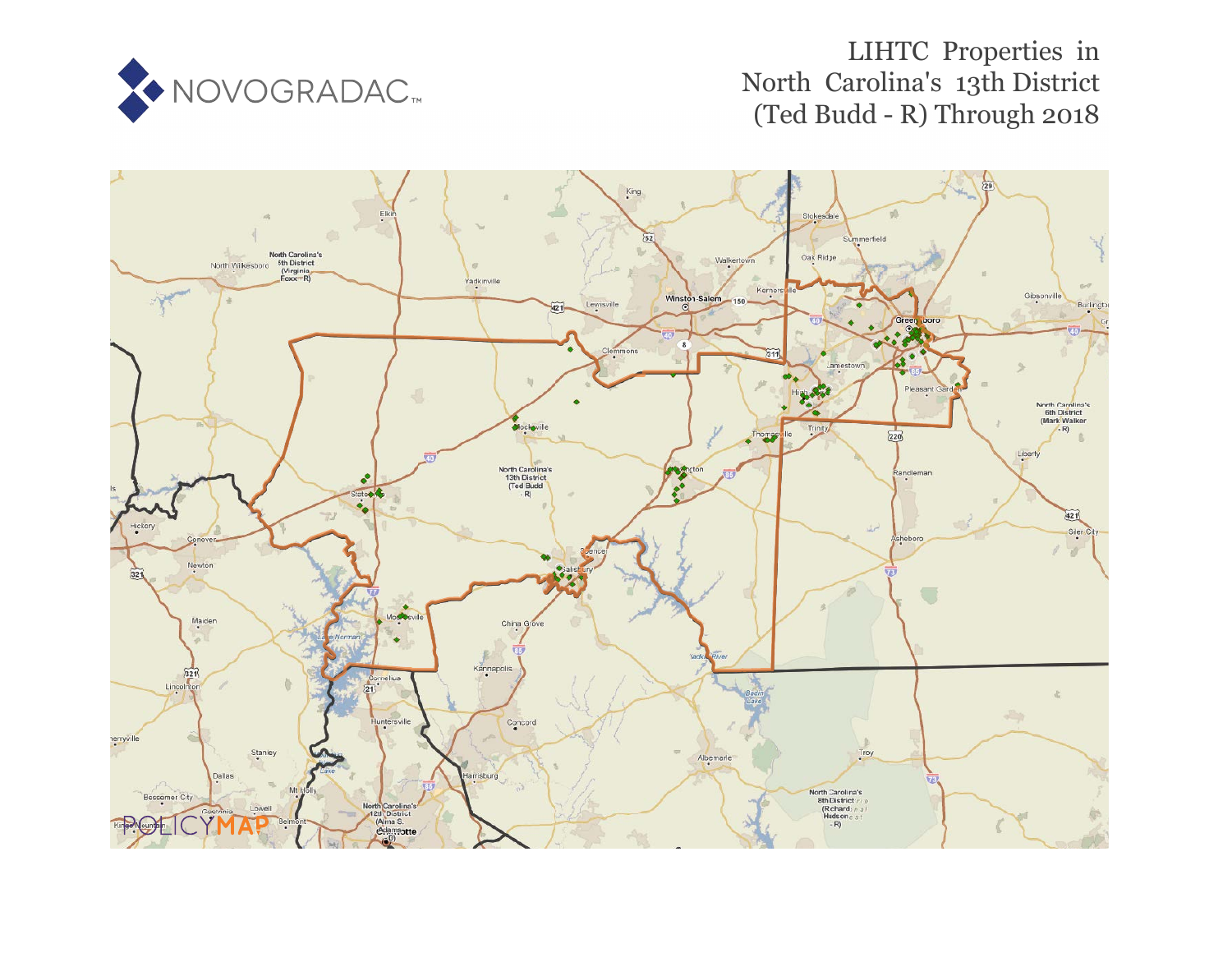NOVOGRADAC

# LIHTC Properties in North Carolina's 13th District (Ted Budd - R) Through 2018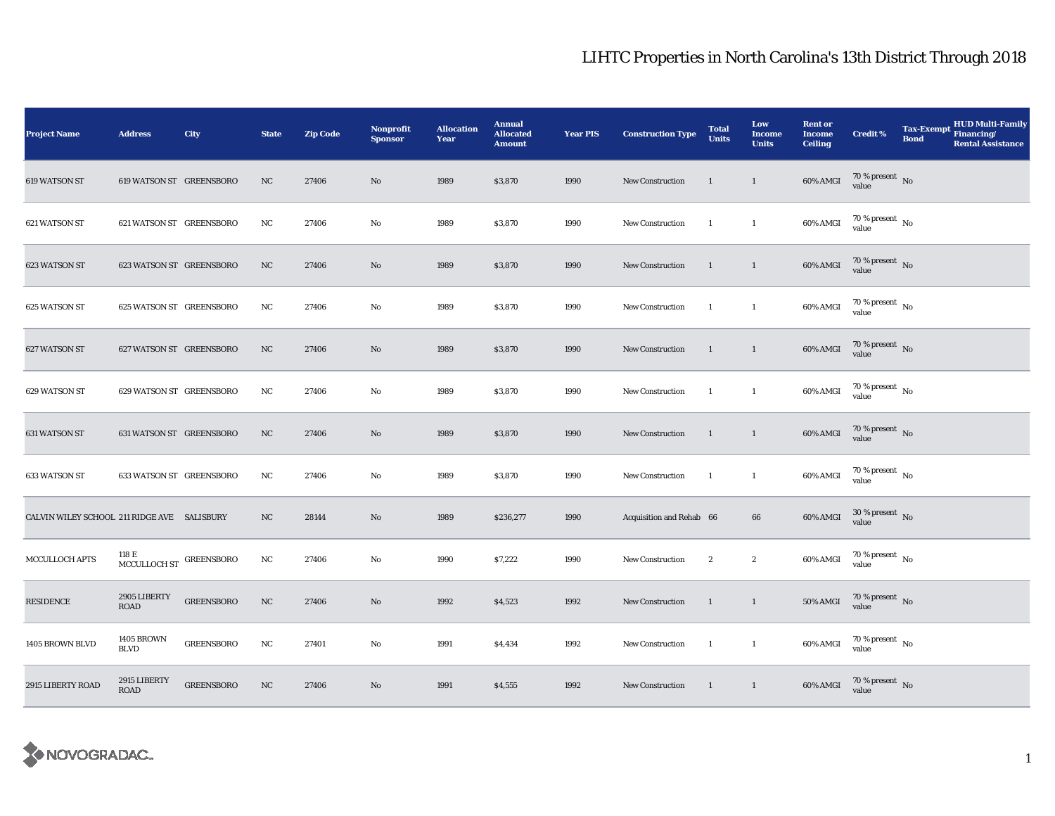# LIHTC Properties in North Carolina's 13th District Through 2018

| Project Name | Address | City | State | Zip Code | Nonprofit Sponsor | Allocation Year | Annual Allocated Amount | Year PIS | Construction Type | Total Units | Low Income Units | Rent or Income Ceiling | Credit % | Tax-Exempt Bond | HUD Multi-Family Financing/ Rental Assistance |
|---|---|---|---|---|---|---|---|---|---|---|---|---|---|---|---|
| 619 WATSON ST | 619 WATSON ST | GREENSBORO | NC | 27406 | No | 1989 | $3,870 | 1990 | New Construction | 1 | 1 | 60% AMGI | 70 % present value | No | |
| 621 WATSON ST | 621 WATSON ST | GREENSBORO | NC | 27406 | No | 1989 | $3,870 | 1990 | New Construction | 1 | 1 | 60% AMGI | 70 % present value | No | |
| 623 WATSON ST | 623 WATSON ST | GREENSBORO | NC | 27406 | No | 1989 | $3,870 | 1990 | New Construction | 1 | 1 | 60% AMGI | 70 % present value | No | |
| 625 WATSON ST | 625 WATSON ST | GREENSBORO | NC | 27406 | No | 1989 | $3,870 | 1990 | New Construction | 1 | 1 | 60% AMGI | 70 % present value | No | |
| 627 WATSON ST | 627 WATSON ST | GREENSBORO | NC | 27406 | No | 1989 | $3,870 | 1990 | New Construction | 1 | 1 | 60% AMGI | 70 % present value | No | |
| 629 WATSON ST | 629 WATSON ST | GREENSBORO | NC | 27406 | No | 1989 | $3,870 | 1990 | New Construction | 1 | 1 | 60% AMGI | 70 % present value | No | |
| 631 WATSON ST | 631 WATSON ST | GREENSBORO | NC | 27406 | No | 1989 | $3,870 | 1990 | New Construction | 1 | 1 | 60% AMGI | 70 % present value | No | |
| 633 WATSON ST | 633 WATSON ST | GREENSBORO | NC | 27406 | No | 1989 | $3,870 | 1990 | New Construction | 1 | 1 | 60% AMGI | 70 % present value | No | |
| CALVIN WILEY SCHOOL | 211 RIDGE AVE | SALISBURY | NC | 28144 | No | 1989 | $236,277 | 1990 | Acquisition and Rehab | 66 | 66 | 60% AMGI | 30 % present value | No | |
| MCCULLOCH APTS | 118 E MCCULLOCH ST | GREENSBORO | NC | 27406 | No | 1990 | $7,222 | 1990 | New Construction | 2 | 2 | 60% AMGI | 70 % present value | No | |
| RESIDENCE | 2905 LIBERTY ROAD | GREENSBORO | NC | 27406 | No | 1992 | $4,523 | 1992 | New Construction | 1 | 1 | 50% AMGI | 70 % present value | No | |
| 1405 BROWN BLVD | 1405 BROWN BLVD | GREENSBORO | NC | 27401 | No | 1991 | $4,434 | 1992 | New Construction | 1 | 1 | 60% AMGI | 70 % present value | No | |
| 2915 LIBERTY ROAD | 2915 LIBERTY ROAD | GREENSBORO | NC | 27406 | No | 1991 | $4,555 | 1992 | New Construction | 1 | 1 | 60% AMGI | 70 % present value | No | |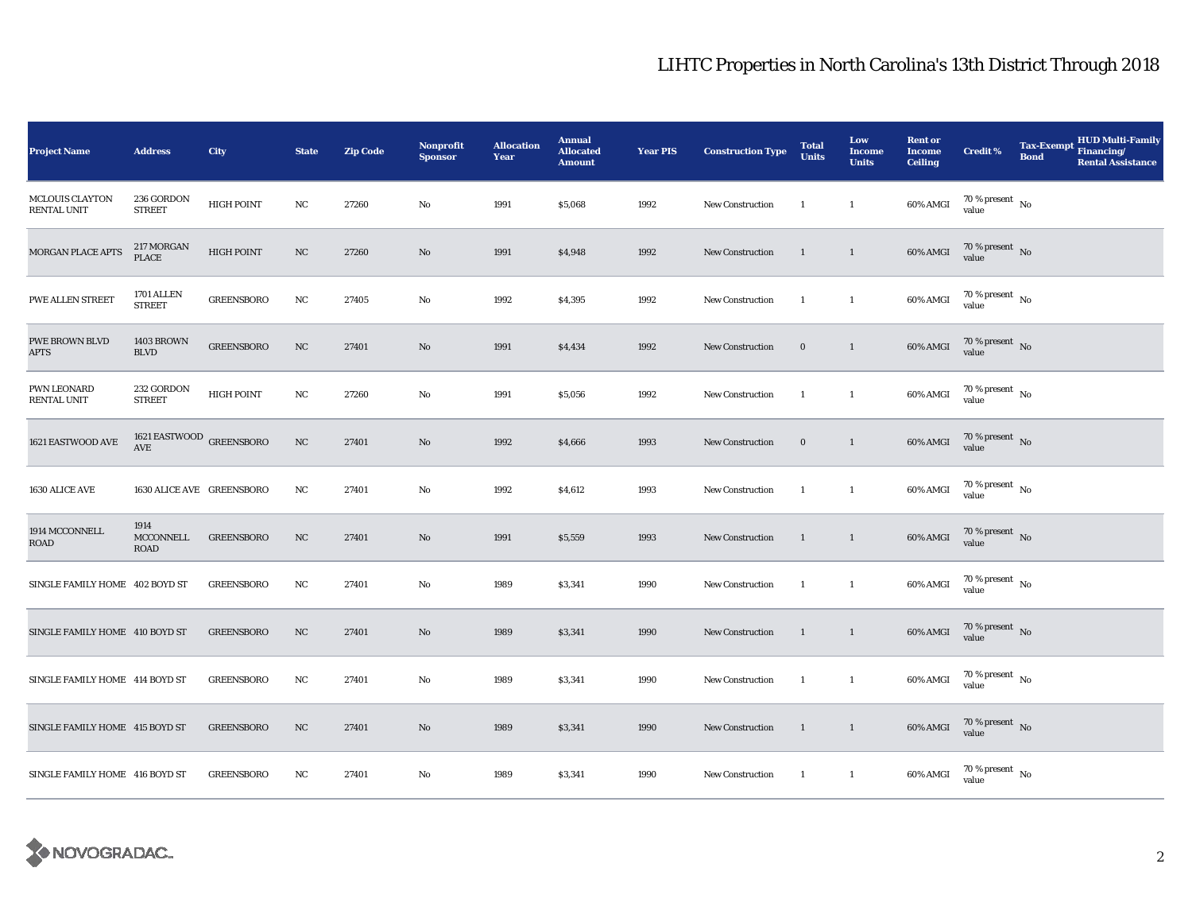# LIHTC Properties in North Carolina's 13th District Through 2018

| Project Name | Address | City | State | Zip Code | Nonprofit Sponsor | Allocation Year | Annual Allocated Amount | Year PIS | Construction Type | Total Units | Low Income Units | Rent or Income Ceiling | Credit % | Tax-Exempt Bond | HUD Multi-Family Financing/ Rental Assistance |
|---|---|---|---|---|---|---|---|---|---|---|---|---|---|---|---|
| MCLOUIS CLAYTON RENTAL UNIT | 236 GORDON STREET | HIGH POINT | NC | 27260 | No | 1991 | $5,068 | 1992 | New Construction | 1 | 1 | 60% AMGI | 70 % present value | No | |
| MORGAN PLACE APTS | 217 MORGAN PLACE | HIGH POINT | NC | 27260 | No | 1991 | $4,948 | 1992 | New Construction | 1 | 1 | 60% AMGI | 70 % present value | No | |
| PWE ALLEN STREET | 1701 ALLEN STREET | GREENSBORO | NC | 27405 | No | 1992 | $4,395 | 1992 | New Construction | 1 | 1 | 60% AMGI | 70 % present value | No | |
| PWE BROWN BLVD APTS | 1403 BROWN BLVD | GREENSBORO | NC | 27401 | No | 1991 | $4,434 | 1992 | New Construction | 0 | 1 | 60% AMGI | 70 % present value | No | |
| PWN LEONARD RENTAL UNIT | 232 GORDON STREET | HIGH POINT | NC | 27260 | No | 1991 | $5,056 | 1992 | New Construction | 1 | 1 | 60% AMGI | 70 % present value | No | |
| 1621 EASTWOOD AVE | 1621 EASTWOOD AVE | GREENSBORO | NC | 27401 | No | 1992 | $4,666 | 1993 | New Construction | 0 | 1 | 60% AMGI | 70 % present value | No | |
| 1630 ALICE AVE | 1630 ALICE AVE | GREENSBORO | NC | 27401 | No | 1992 | $4,612 | 1993 | New Construction | 1 | 1 | 60% AMGI | 70 % present value | No | |
| 1914 MCCONNELL ROAD | 1914 MCCONNELL ROAD | GREENSBORO | NC | 27401 | No | 1991 | $5,559 | 1993 | New Construction | 1 | 1 | 60% AMGI | 70 % present value | No | |
| SINGLE FAMILY HOME | 402 BOYD ST | GREENSBORO | NC | 27401 | No | 1989 | $3,341 | 1990 | New Construction | 1 | 1 | 60% AMGI | 70 % present value | No | |
| SINGLE FAMILY HOME | 410 BOYD ST | GREENSBORO | NC | 27401 | No | 1989 | $3,341 | 1990 | New Construction | 1 | 1 | 60% AMGI | 70 % present value | No | |
| SINGLE FAMILY HOME | 414 BOYD ST | GREENSBORO | NC | 27401 | No | 1989 | $3,341 | 1990 | New Construction | 1 | 1 | 60% AMGI | 70 % present value | No | |
| SINGLE FAMILY HOME | 415 BOYD ST | GREENSBORO | NC | 27401 | No | 1989 | $3,341 | 1990 | New Construction | 1 | 1 | 60% AMGI | 70 % present value | No | |
| SINGLE FAMILY HOME | 416 BOYD ST | GREENSBORO | NC | 27401 | No | 1989 | $3,341 | 1990 | New Construction | 1 | 1 | 60% AMGI | 70 % present value | No | |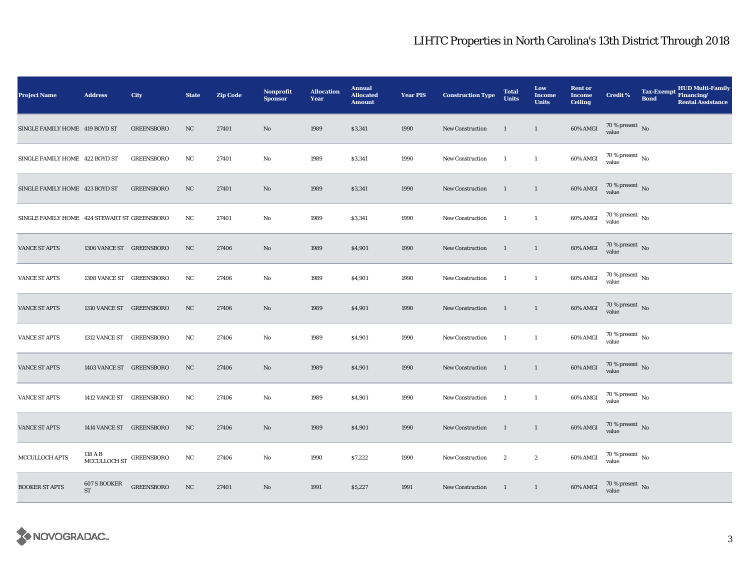# LIHTC Properties in North Carolina's 13th District Through 2018

| Project Name | Address | City | State | Zip Code | Nonprofit Sponsor | Allocation Year | Annual Allocated Amount | Year PIS | Construction Type | Total Units | Low Income Units | Rent or Income Ceiling | Credit % | Tax-Exempt Bond | HUD Multi-Family Financing/ Rental Assistance |
|---|---|---|---|---|---|---|---|---|---|---|---|---|---|---|---|
| SINGLE FAMILY HOME | 419 BOYD ST | GREENSBORO | NC | 27401 | No | 1989 | $3,341 | 1990 | New Construction | 1 | 1 | 60% AMGI | 70 % present value | No | |
| SINGLE FAMILY HOME | 422 BOYD ST | GREENSBORO | NC | 27401 | No | 1989 | $3,341 | 1990 | New Construction | 1 | 1 | 60% AMGI | 70 % present value | No | |
| SINGLE FAMILY HOME | 423 BOYD ST | GREENSBORO | NC | 27401 | No | 1989 | $3,341 | 1990 | New Construction | 1 | 1 | 60% AMGI | 70 % present value | No | |
| SINGLE FAMILY HOME | 424 STEWART ST | GREENSBORO | NC | 27401 | No | 1989 | $3,341 | 1990 | New Construction | 1 | 1 | 60% AMGI | 70 % present value | No | |
| VANCE ST APTS | 1306 VANCE ST | GREENSBORO | NC | 27406 | No | 1989 | $4,901 | 1990 | New Construction | 1 | 1 | 60% AMGI | 70 % present value | No | |
| VANCE ST APTS | 1308 VANCE ST | GREENSBORO | NC | 27406 | No | 1989 | $4,901 | 1990 | New Construction | 1 | 1 | 60% AMGI | 70 % present value | No | |
| VANCE ST APTS | 1310 VANCE ST | GREENSBORO | NC | 27406 | No | 1989 | $4,901 | 1990 | New Construction | 1 | 1 | 60% AMGI | 70 % present value | No | |
| VANCE ST APTS | 1312 VANCE ST | GREENSBORO | NC | 27406 | No | 1989 | $4,901 | 1990 | New Construction | 1 | 1 | 60% AMGI | 70 % present value | No | |
| VANCE ST APTS | 1403 VANCE ST | GREENSBORO | NC | 27406 | No | 1989 | $4,901 | 1990 | New Construction | 1 | 1 | 60% AMGI | 70 % present value | No | |
| VANCE ST APTS | 1412 VANCE ST | GREENSBORO | NC | 27406 | No | 1989 | $4,901 | 1990 | New Construction | 1 | 1 | 60% AMGI | 70 % present value | No | |
| VANCE ST APTS | 1414 VANCE ST | GREENSBORO | NC | 27406 | No | 1989 | $4,901 | 1990 | New Construction | 1 | 1 | 60% AMGI | 70 % present value | No | |
| MCCULLOCH APTS | 118 A B MCCULLOCH ST | GREENSBORO | NC | 27406 | No | 1990 | $7,222 | 1990 | New Construction | 2 | 2 | 60% AMGI | 70 % present value | No | |
| BOOKER ST APTS | 607 S BOOKER ST | GREENSBORO | NC | 27401 | No | 1991 | $5,227 | 1991 | New Construction | 1 | 1 | 60% AMGI | 70 % present value | No | |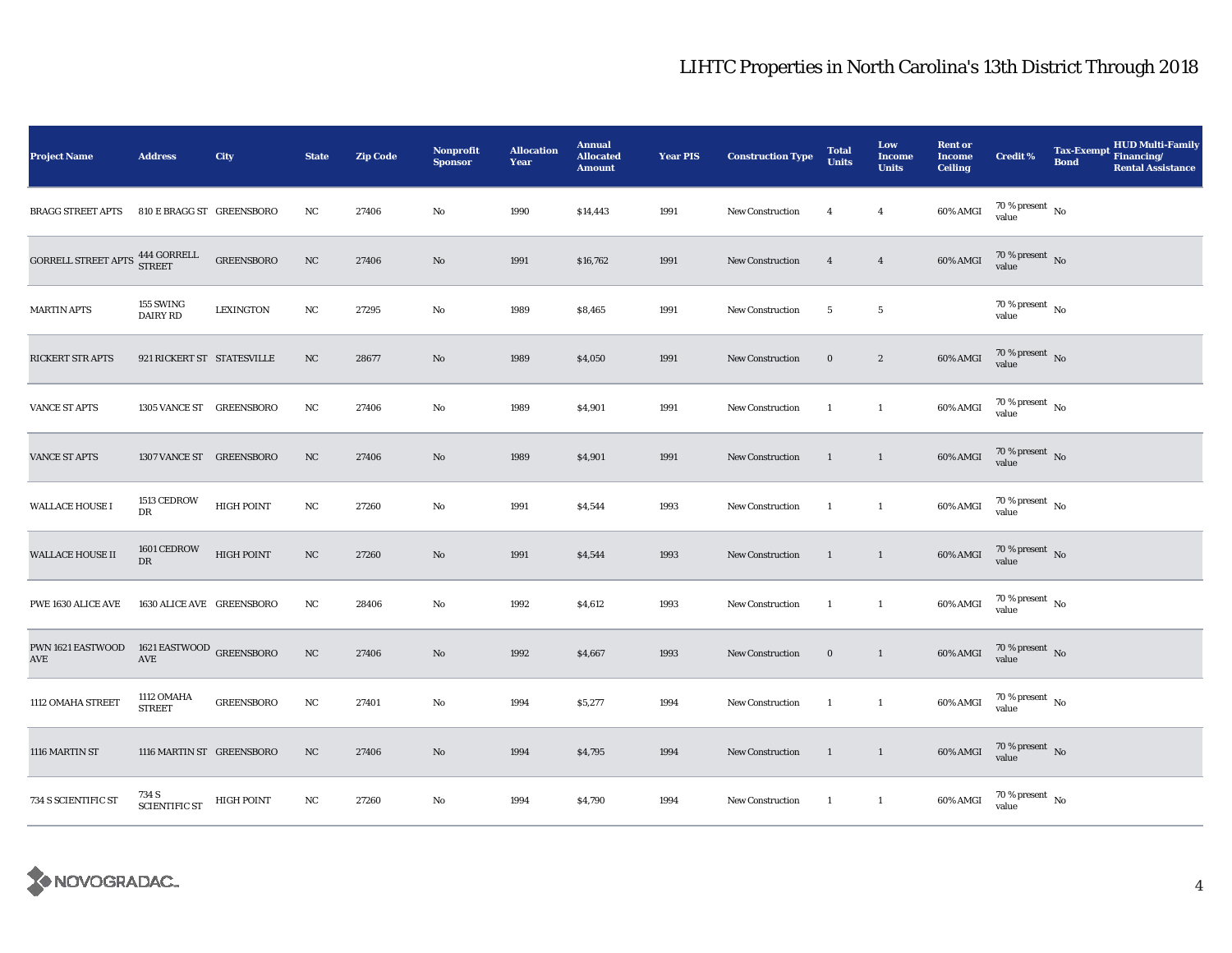# LIHTC Properties in North Carolina's 13th District Through 2018

| Project Name | Address | City | State | Zip Code | Nonprofit Sponsor | Allocation Year | Annual Allocated Amount | Year PIS | Construction Type | Total Units | Low Income Units | Rent or Income Ceiling | Credit % | Tax-Exempt Bond | HUD Multi-Family Financing/ Rental Assistance |
|---|---|---|---|---|---|---|---|---|---|---|---|---|---|---|---|
| BRAGG STREET APTS | 810 E BRAGG ST | GREENSBORO | NC | 27406 | No | 1990 | $14,443 | 1991 | New Construction | 4 | 4 | 60% AMGI | 70 % present value | No | |
| GORRELL STREET APTS | 444 GORRELL STREET | GREENSBORO | NC | 27406 | No | 1991 | $16,762 | 1991 | New Construction | 4 | 4 | 60% AMGI | 70 % present value | No | |
| MARTIN APTS | 155 SWING DAIRY RD | LEXINGTON | NC | 27295 | No | 1989 | $8,465 | 1991 | New Construction | 5 | 5 | | 70 % present value | No | |
| RICKERT STR APTS | 921 RICKERT ST | STATESVILLE | NC | 28677 | No | 1989 | $4,050 | 1991 | New Construction | 0 | 2 | 60% AMGI | 70 % present value | No | |
| VANCE ST APTS | 1305 VANCE ST | GREENSBORO | NC | 27406 | No | 1989 | $4,901 | 1991 | New Construction | 1 | 1 | 60% AMGI | 70 % present value | No | |
| VANCE ST APTS | 1307 VANCE ST | GREENSBORO | NC | 27406 | No | 1989 | $4,901 | 1991 | New Construction | 1 | 1 | 60% AMGI | 70 % present value | No | |
| WALLACE HOUSE I | 1513 CEDROW DR | HIGH POINT | NC | 27260 | No | 1991 | $4,544 | 1993 | New Construction | 1 | 1 | 60% AMGI | 70 % present value | No | |
| WALLACE HOUSE II | 1601 CEDROW DR | HIGH POINT | NC | 27260 | No | 1991 | $4,544 | 1993 | New Construction | 1 | 1 | 60% AMGI | 70 % present value | No | |
| PWE 1630 ALICE AVE | 1630 ALICE AVE | GREENSBORO | NC | 28406 | No | 1992 | $4,612 | 1993 | New Construction | 1 | 1 | 60% AMGI | 70 % present value | No | |
| PWN 1621 EASTWOOD AVE | 1621 EASTWOOD AVE | GREENSBORO | NC | 27406 | No | 1992 | $4,667 | 1993 | New Construction | 0 | 1 | 60% AMGI | 70 % present value | No | |
| 1112 OMAHA STREET | 1112 OMAHA STREET | GREENSBORO | NC | 27401 | No | 1994 | $5,277 | 1994 | New Construction | 1 | 1 | 60% AMGI | 70 % present value | No | |
| 1116 MARTIN ST | 1116 MARTIN ST | GREENSBORO | NC | 27406 | No | 1994 | $4,795 | 1994 | New Construction | 1 | 1 | 60% AMGI | 70 % present value | No | |
| 734 S SCIENTIFIC ST | 734 S SCIENTIFIC ST | HIGH POINT | NC | 27260 | No | 1994 | $4,790 | 1994 | New Construction | 1 | 1 | 60% AMGI | 70 % present value | No | |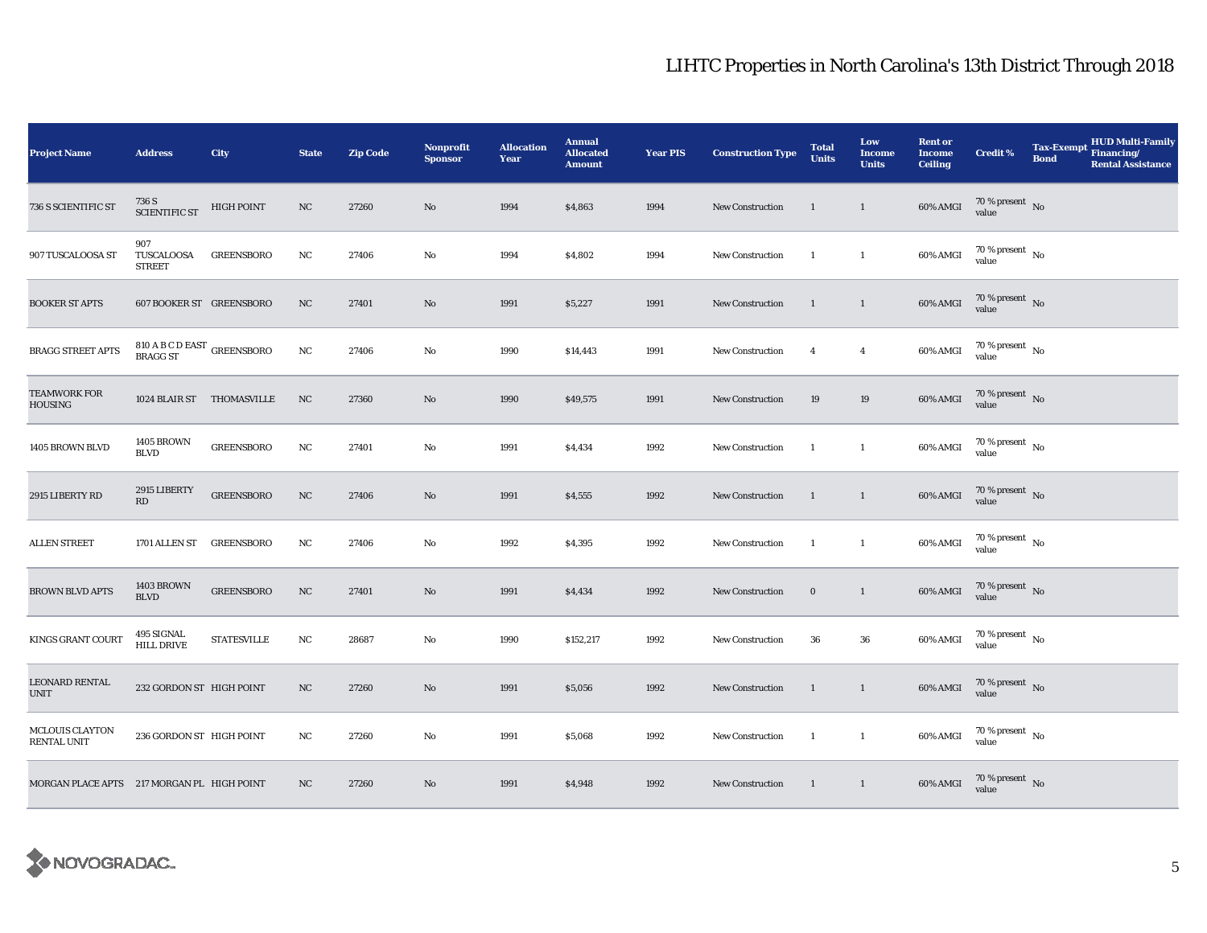# LIHTC Properties in North Carolina's 13th District Through 2018

| Project Name | Address | City | State | Zip Code | Nonprofit Sponsor | Allocation Year | Annual Allocated Amount | Year PIS | Construction Type | Total Units | Low Income Units | Rent or Income Ceiling | Credit % | Tax-Exempt Bond | HUD Multi-Family Financing/ Rental Assistance |
|---|---|---|---|---|---|---|---|---|---|---|---|---|---|---|---|
| 736 S SCIENTIFIC ST | 736 S SCIENTIFIC ST | HIGH POINT | NC | 27260 | No | 1994 | $4,863 | 1994 | New Construction | 1 | 1 | 60% AMGI | 70 % present value | No | |
| 907 TUSCALOOSA ST | 907 TUSCALOOSA STREET | GREENSBORO | NC | 27406 | No | 1994 | $4,802 | 1994 | New Construction | 1 | 1 | 60% AMGI | 70 % present value | No | |
| BOOKER ST APTS | 607 BOOKER ST | GREENSBORO | NC | 27401 | No | 1991 | $5,227 | 1991 | New Construction | 1 | 1 | 60% AMGI | 70 % present value | No | |
| BRAGG STREET APTS | 810 A B C D EAST BRAGG ST | GREENSBORO | NC | 27406 | No | 1990 | $14,443 | 1991 | New Construction | 4 | 4 | 60% AMGI | 70 % present value | No | |
| TEAMWORK FOR HOUSING | 1024 BLAIR ST | THOMASVILLE | NC | 27360 | No | 1990 | $49,575 | 1991 | New Construction | 19 | 19 | 60% AMGI | 70 % present value | No | |
| 1405 BROWN BLVD | 1405 BROWN BLVD | GREENSBORO | NC | 27401 | No | 1991 | $4,434 | 1992 | New Construction | 1 | 1 | 60% AMGI | 70 % present value | No | |
| 2915 LIBERTY RD | 2915 LIBERTY RD | GREENSBORO | NC | 27406 | No | 1991 | $4,555 | 1992 | New Construction | 1 | 1 | 60% AMGI | 70 % present value | No | |
| ALLEN STREET | 1701 ALLEN ST | GREENSBORO | NC | 27406 | No | 1992 | $4,395 | 1992 | New Construction | 1 | 1 | 60% AMGI | 70 % present value | No | |
| BROWN BLVD APTS | 1403 BROWN BLVD | GREENSBORO | NC | 27401 | No | 1991 | $4,434 | 1992 | New Construction | 0 | 1 | 60% AMGI | 70 % present value | No | |
| KINGS GRANT COURT | 495 SIGNAL HILL DRIVE | STATESVILLE | NC | 28687 | No | 1990 | $152,217 | 1992 | New Construction | 36 | 36 | 60% AMGI | 70 % present value | No | |
| LEONARD RENTAL UNIT | 232 GORDON ST | HIGH POINT | NC | 27260 | No | 1991 | $5,056 | 1992 | New Construction | 1 | 1 | 60% AMGI | 70 % present value | No | |
| MCLOUIS CLAYTON RENTAL UNIT | 236 GORDON ST | HIGH POINT | NC | 27260 | No | 1991 | $5,068 | 1992 | New Construction | 1 | 1 | 60% AMGI | 70 % present value | No | |
| MORGAN PLACE APTS | 217 MORGAN PL | HIGH POINT | NC | 27260 | No | 1991 | $4,948 | 1992 | New Construction | 1 | 1 | 60% AMGI | 70 % present value | No | |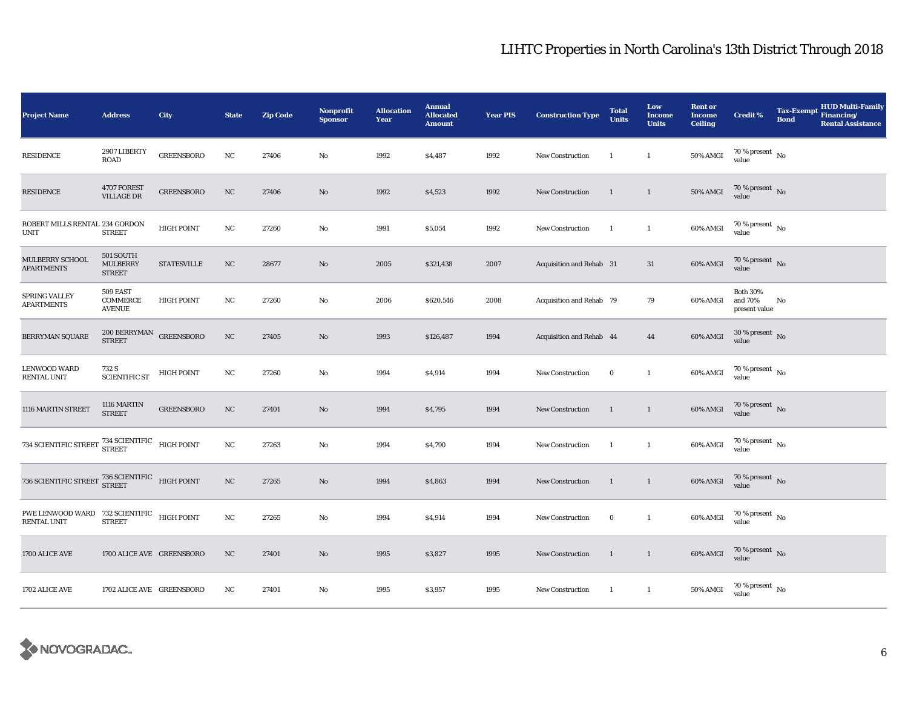## LIHTC Properties in North Carolina's 13th District Through 2018

| Project Name | Address | City | State | Zip Code | Nonprofit Sponsor | Allocation Year | Annual Allocated Amount | Year PIS | Construction Type | Total Units | Low Income Units | Rent or Income Ceiling | Credit % | Tax-Exempt Bond | HUD Multi-Family Financing/ Rental Assistance |
|---|---|---|---|---|---|---|---|---|---|---|---|---|---|---|---|
| RESIDENCE | 2907 LIBERTY ROAD | GREENSBORO | NC | 27406 | No | 1992 | $4,487 | 1992 | New Construction | 1 | 1 | 50% AMGI | 70 % present value | No | |
| RESIDENCE | 4707 FOREST VILLAGE DR | GREENSBORO | NC | 27406 | No | 1992 | $4,523 | 1992 | New Construction | 1 | 1 | 50% AMGI | 70 % present value | No | |
| ROBERT MILLS RENTAL UNIT | 234 GORDON STREET | HIGH POINT | NC | 27260 | No | 1991 | $5,054 | 1992 | New Construction | 1 | 1 | 60% AMGI | 70 % present value | No | |
| MULBERRY SCHOOL APARTMENTS | 501 SOUTH MULBERRY STREET | STATESVILLE | NC | 28677 | No | 2005 | $321,438 | 2007 | Acquisition and Rehab | 31 | 31 | 60% AMGI | 70 % present value | No | |
| SPRING VALLEY APARTMENTS | 509 EAST COMMERCE AVENUE | HIGH POINT | NC | 27260 | No | 2006 | $620,546 | 2008 | Acquisition and Rehab | 79 | 79 | 60% AMGI | Both 30% and 70% present value | No | |
| BERRYMAN SQUARE | 200 BERRYMAN STREET | GREENSBORO | NC | 27405 | No | 1993 | $126,487 | 1994 | Acquisition and Rehab | 44 | 44 | 60% AMGI | 30 % present value | No | |
| LENWOOD WARD RENTAL UNIT | 732 S SCIENTIFIC ST | HIGH POINT | NC | 27260 | No | 1994 | $4,914 | 1994 | New Construction | 0 | 1 | 60% AMGI | 70 % present value | No | |
| 1116 MARTIN STREET | 1116 MARTIN STREET | GREENSBORO | NC | 27401 | No | 1994 | $4,795 | 1994 | New Construction | 1 | 1 | 60% AMGI | 70 % present value | No | |
| 734 SCIENTIFIC STREET | 734 SCIENTIFIC STREET | HIGH POINT | NC | 27263 | No | 1994 | $4,790 | 1994 | New Construction | 1 | 1 | 60% AMGI | 70 % present value | No | |
| 736 SCIENTIFIC STREET | 736 SCIENTIFIC STREET | HIGH POINT | NC | 27265 | No | 1994 | $4,863 | 1994 | New Construction | 1 | 1 | 60% AMGI | 70 % present value | No | |
| PWE LENWOOD WARD RENTAL UNIT | 732 SCIENTIFIC STREET | HIGH POINT | NC | 27265 | No | 1994 | $4,914 | 1994 | New Construction | 0 | 1 | 60% AMGI | 70 % present value | No | |
| 1700 ALICE AVE | 1700 ALICE AVE | GREENSBORO | NC | 27401 | No | 1995 | $3,827 | 1995 | New Construction | 1 | 1 | 60% AMGI | 70 % present value | No | |
| 1702 ALICE AVE | 1702 ALICE AVE | GREENSBORO | NC | 27401 | No | 1995 | $3,957 | 1995 | New Construction | 1 | 1 | 50% AMGI | 70 % present value | No | |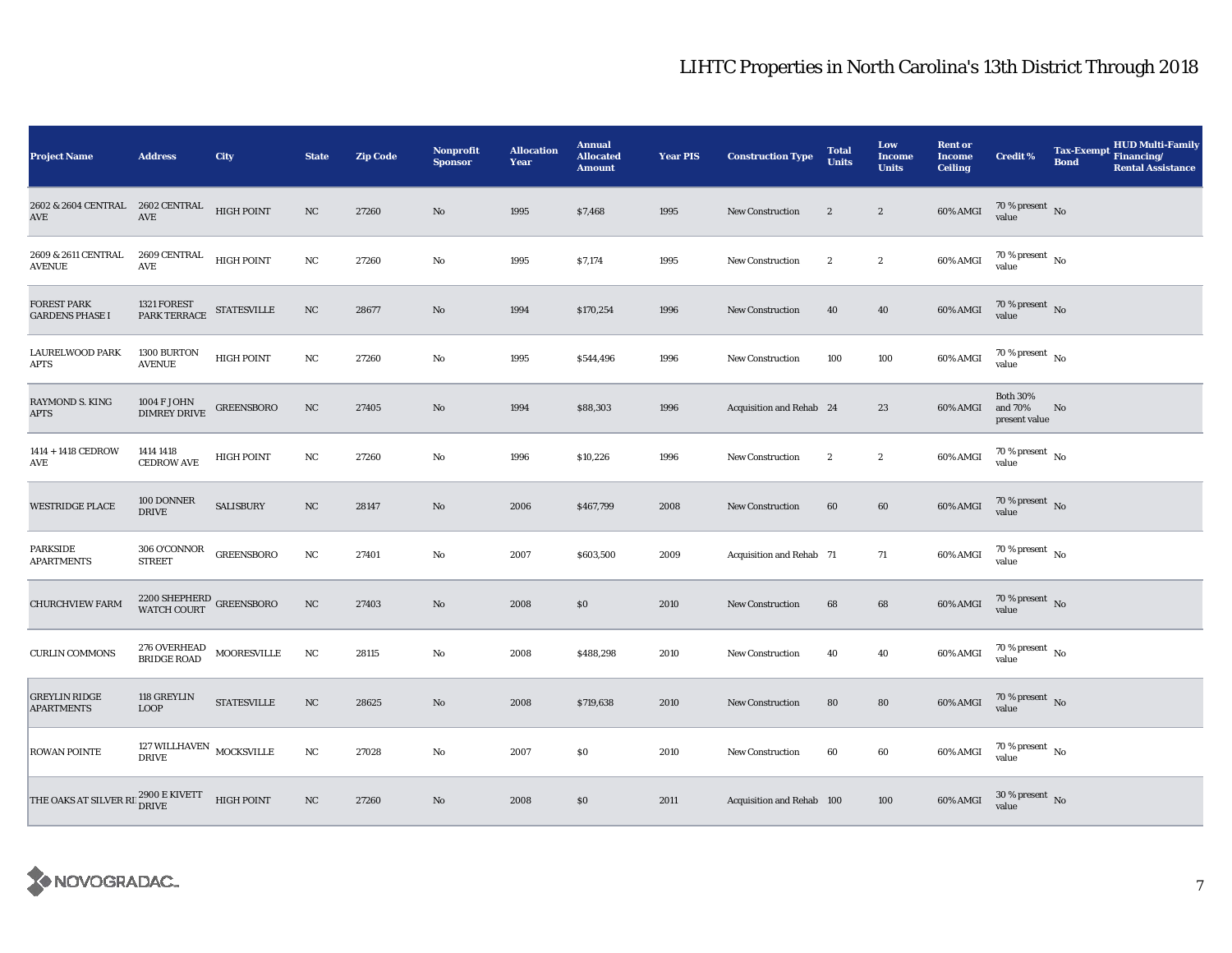# LIHTC Properties in North Carolina's 13th District Through 2018

| Project Name | Address | City | State | Zip Code | Nonprofit Sponsor | Allocation Year | Annual Allocated Amount | Year PIS | Construction Type | Total Units | Low Income Units | Rent or Income Ceiling | Credit % | Tax-Exempt Bond | HUD Multi-Family Financing/ Rental Assistance |
|---|---|---|---|---|---|---|---|---|---|---|---|---|---|---|---|
| 2602 & 2604 CENTRAL AVE | 2602 CENTRAL AVE | HIGH POINT | NC | 27260 | No | 1995 | $7,468 | 1995 | New Construction | 2 | 2 | 60% AMGI | 70 % present value | No | |
| 2609 & 2611 CENTRAL AVENUE | 2609 CENTRAL AVE | HIGH POINT | NC | 27260 | No | 1995 | $7,174 | 1995 | New Construction | 2 | 2 | 60% AMGI | 70 % present value | No | |
| FOREST PARK GARDENS PHASE I | 1321 FOREST PARK TERRACE | STATESVILLE | NC | 28677 | No | 1994 | $170,254 | 1996 | New Construction | 40 | 40 | 60% AMGI | 70 % present value | No | |
| LAURELWOOD PARK APTS | 1300 BURTON AVENUE | HIGH POINT | NC | 27260 | No | 1995 | $544,496 | 1996 | New Construction | 100 | 100 | 60% AMGI | 70 % present value | No | |
| RAYMOND S. KING APTS | 1004 F J OHN DIMREY DRIVE | GREENSBORO | NC | 27405 | No | 1994 | $88,303 | 1996 | Acquisition and Rehab | 24 | 23 | 60% AMGI | Both 30% and 70% present value | No | |
| 1414 + 1418 CEDROW AVE | 1414 1418 CEDROW AVE | HIGH POINT | NC | 27260 | No | 1996 | $10,226 | 1996 | New Construction | 2 | 2 | 60% AMGI | 70 % present value | No | |
| WESTRIDGE PLACE | 100 DONNER DRIVE | SALISBURY | NC | 28147 | No | 2006 | $467,799 | 2008 | New Construction | 60 | 60 | 60% AMGI | 70 % present value | No | |
| PARKSIDE APARTMENTS | 306 O'CONNOR STREET | GREENSBORO | NC | 27401 | No | 2007 | $603,500 | 2009 | Acquisition and Rehab | 71 | 71 | 60% AMGI | 70 % present value | No | |
| CHURCHVIEW FARM | 2200 SHEPHERD WATCH COURT | GREENSBORO | NC | 27403 | No | 2008 | $0 | 2010 | New Construction | 68 | 68 | 60% AMGI | 70 % present value | No | |
| CURLIN COMMONS | 276 OVERHEAD BRIDGE ROAD | MOORESVILLE | NC | 28115 | No | 2008 | $488,298 | 2010 | New Construction | 40 | 40 | 60% AMGI | 70 % present value | No | |
| GREYLIN RIDGE APARTMENTS | 118 GREYLIN LOOP | STATESVILLE | NC | 28625 | No | 2008 | $719,638 | 2010 | New Construction | 80 | 80 | 60% AMGI | 70 % present value | No | |
| ROWAN POINTE | 127 WILLHAVEN DRIVE | MOCKSVILLE | NC | 27028 | No | 2007 | $0 | 2010 | New Construction | 60 | 60 | 60% AMGI | 70 % present value | No | |
| THE OAKS AT SILVER RI | 2900 E KIVETT DRIVE | HIGH POINT | NC | 27260 | No | 2008 | $0 | 2011 | Acquisition and Rehab | 100 | 100 | 60% AMGI | 30 % present value | No | |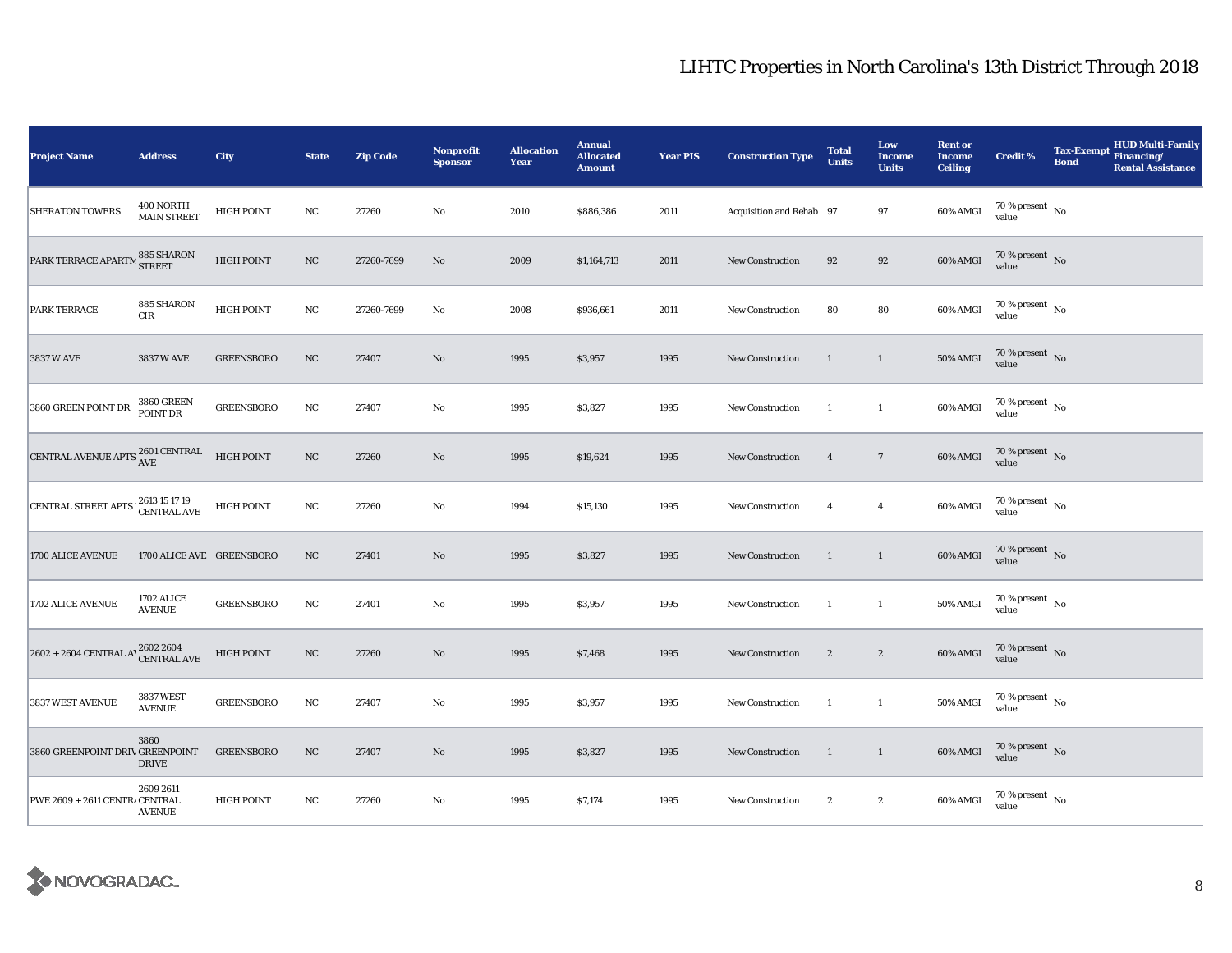# LIHTC Properties in North Carolina's 13th District Through 2018

| Project Name | Address | City | State | Zip Code | Nonprofit Sponsor | Allocation Year | Annual Allocated Amount | Year PIS | Construction Type | Total Units | Low Income Units | Rent or Income Ceiling | Credit % | Tax-Exempt Bond | HUD Multi-Family Financing/ Rental Assistance |
|---|---|---|---|---|---|---|---|---|---|---|---|---|---|---|---|
| SHERATON TOWERS | 400 NORTH MAIN STREET | HIGH POINT | NC | 27260 | No | 2010 | $886,386 | 2011 | Acquisition and Rehab | 97 | 97 | 60% AMGI | 70 % present value | No | |
| PARK TERRACE APARTM | 885 SHARON STREET | HIGH POINT | NC | 27260-7699 | No | 2009 | $1,164,713 | 2011 | New Construction | 92 | 92 | 60% AMGI | 70 % present value | No | |
| PARK TERRACE | 885 SHARON CIR | HIGH POINT | NC | 27260-7699 | No | 2008 | $936,661 | 2011 | New Construction | 80 | 80 | 60% AMGI | 70 % present value | No | |
| 3837 W AVE | 3837 W AVE | GREENSBORO | NC | 27407 | No | 1995 | $3,957 | 1995 | New Construction | 1 | 1 | 50% AMGI | 70 % present value | No | |
| 3860 GREEN POINT DR | 3860 GREEN POINT DR | GREENSBORO | NC | 27407 | No | 1995 | $3,827 | 1995 | New Construction | 1 | 1 | 60% AMGI | 70 % present value | No | |
| CENTRAL AVENUE APTS | 2601 CENTRAL AVE | HIGH POINT | NC | 27260 | No | 1995 | $19,624 | 1995 | New Construction | 4 | 7 | 60% AMGI | 70 % present value | No | |
| CENTRAL STREET APTS I | 2613 15 17 19 CENTRAL AVE | HIGH POINT | NC | 27260 | No | 1994 | $15,130 | 1995 | New Construction | 4 | 4 | 60% AMGI | 70 % present value | No | |
| 1700 ALICE AVENUE | 1700 ALICE AVE | GREENSBORO | NC | 27401 | No | 1995 | $3,827 | 1995 | New Construction | 1 | 1 | 60% AMGI | 70 % present value | No | |
| 1702 ALICE AVENUE | 1702 ALICE AVENUE | GREENSBORO | NC | 27401 | No | 1995 | $3,957 | 1995 | New Construction | 1 | 1 | 50% AMGI | 70 % present value | No | |
| 2602 + 2604 CENTRAL AV | 2602 2604 CENTRAL AVE | HIGH POINT | NC | 27260 | No | 1995 | $7,468 | 1995 | New Construction | 2 | 2 | 60% AMGI | 70 % present value | No | |
| 3837 WEST AVENUE | 3837 WEST AVENUE | GREENSBORO | NC | 27407 | No | 1995 | $3,957 | 1995 | New Construction | 1 | 1 | 50% AMGI | 70 % present value | No | |
| 3860 GREENPOINT DRIV | 3860 GREENPOINT DRIVE | GREENSBORO | NC | 27407 | No | 1995 | $3,827 | 1995 | New Construction | 1 | 1 | 60% AMGI | 70 % present value | No | |
| PWE 2609 + 2611 CENTRA | 2609 2611 CENTRAL AVENUE | HIGH POINT | NC | 27260 | No | 1995 | $7,174 | 1995 | New Construction | 2 | 2 | 60% AMGI | 70 % present value | No | |

NOVOGRADAC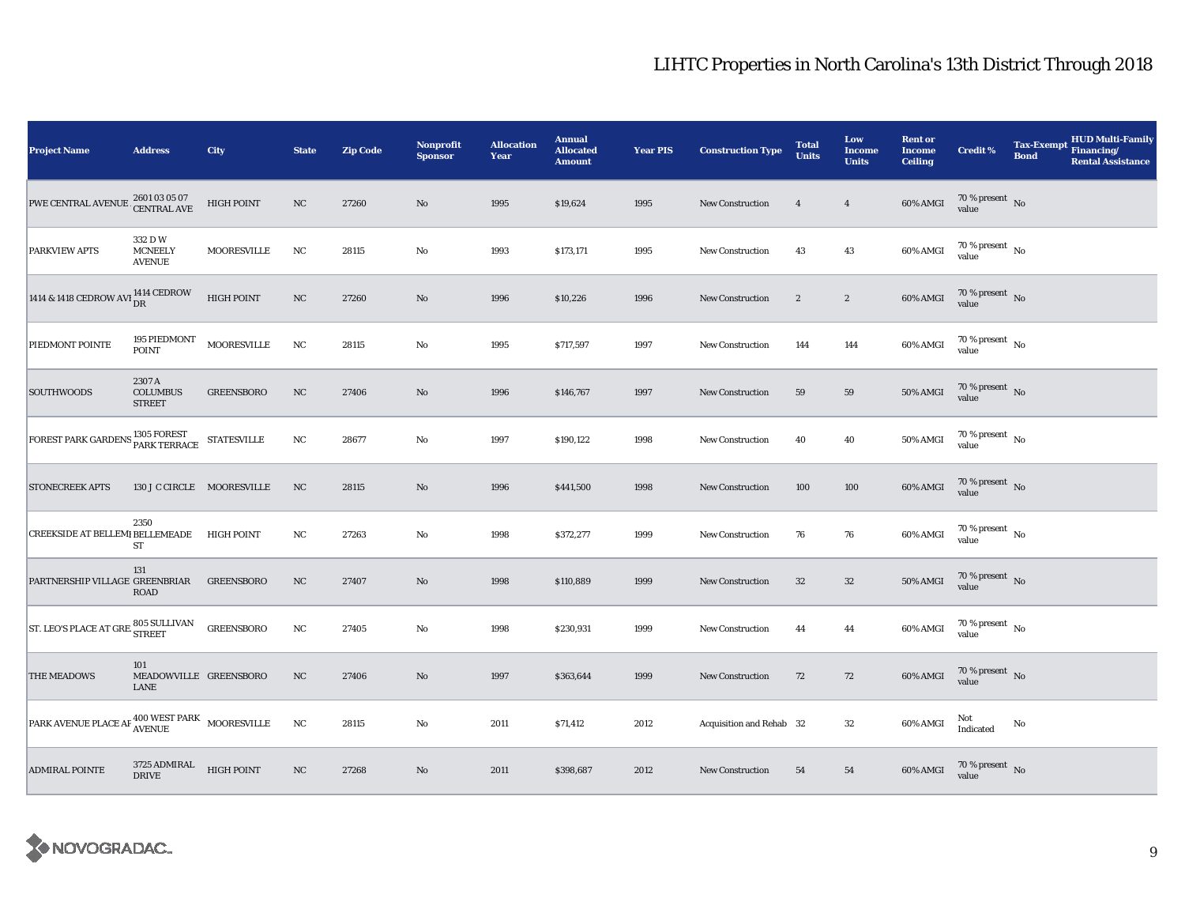# LIHTC Properties in North Carolina's 13th District Through 2018

| Project Name | Address | City | State | Zip Code | Nonprofit Sponsor | Allocation Year | Annual Allocated Amount | Year PIS | Construction Type | Total Units | Low Income Units | Rent or Income Ceiling | Credit % | Tax-Exempt Bond | HUD Multi-Family Financing/ Rental Assistance |
|---|---|---|---|---|---|---|---|---|---|---|---|---|---|---|---|
| PWE CENTRAL AVENUE . | 2601 03 05 07 CENTRAL AVE | HIGH POINT | NC | 27260 | No | 1995 | $19,624 | 1995 | New Construction | 4 | 4 | 60% AMGI | 70 % present value | No | |
| PARKVIEW APTS | 332 D W MCNEELY AVENUE | MOORESVILLE | NC | 28115 | No | 1993 | $173,171 | 1995 | New Construction | 43 | 43 | 60% AMGI | 70 % present value | No | |
| 1414 & 1418 CEDROW AVI | 1414 CEDROW DR | HIGH POINT | NC | 27260 | No | 1996 | $10,226 | 1996 | New Construction | 2 | 2 | 60% AMGI | 70 % present value | No | |
| PIEDMONT POINTE | 195 PIEDMONT POINT | MOORESVILLE | NC | 28115 | No | 1995 | $717,597 | 1997 | New Construction | 144 | 144 | 60% AMGI | 70 % present value | No | |
| SOUTHWOODS | 2307 A COLUMBUS STREET | GREENSBORO | NC | 27406 | No | 1996 | $146,767 | 1997 | New Construction | 59 | 59 | 50% AMGI | 70 % present value | No | |
| FOREST PARK GARDENS | 1305 FOREST PARK TERRACE | STATESVILLE | NC | 28677 | No | 1997 | $190,122 | 1998 | New Construction | 40 | 40 | 50% AMGI | 70 % present value | No | |
| STONECREEK APTS | 130 J C CIRCLE | MOORESVILLE | NC | 28115 | No | 1996 | $441,500 | 1998 | New Construction | 100 | 100 | 60% AMGI | 70 % present value | No | |
| CREEKSIDE AT BELLEMI | 2350 BELLEMEADE ST | HIGH POINT | NC | 27263 | No | 1998 | $372,277 | 1999 | New Construction | 76 | 76 | 60% AMGI | 70 % present value | No | |
| PARTNERSHIP VILLAGE | 131 GREENBRIAR ROAD | GREENSBORO | NC | 27407 | No | 1998 | $110,889 | 1999 | New Construction | 32 | 32 | 50% AMGI | 70 % present value | No | |
| ST. LEO'S PLACE AT GRE | 805 SULLIVAN STREET | GREENSBORO | NC | 27405 | No | 1998 | $230,931 | 1999 | New Construction | 44 | 44 | 60% AMGI | 70 % present value | No | |
| THE MEADOWS | 101 MEADOWVILLE LANE | GREENSBORO | NC | 27406 | No | 1997 | $363,644 | 1999 | New Construction | 72 | 72 | 60% AMGI | 70 % present value | No | |
| PARK AVENUE PLACE AF | 400 WEST PARK AVENUE | MOORESVILLE | NC | 28115 | No | 2011 | $71,412 | 2012 | Acquisition and Rehab | 32 | 32 | 60% AMGI | Not Indicated | No | |
| ADMIRAL POINTE | 3725 ADMIRAL DRIVE | HIGH POINT | NC | 27268 | No | 2011 | $398,687 | 2012 | New Construction | 54 | 54 | 60% AMGI | 70 % present value | No | |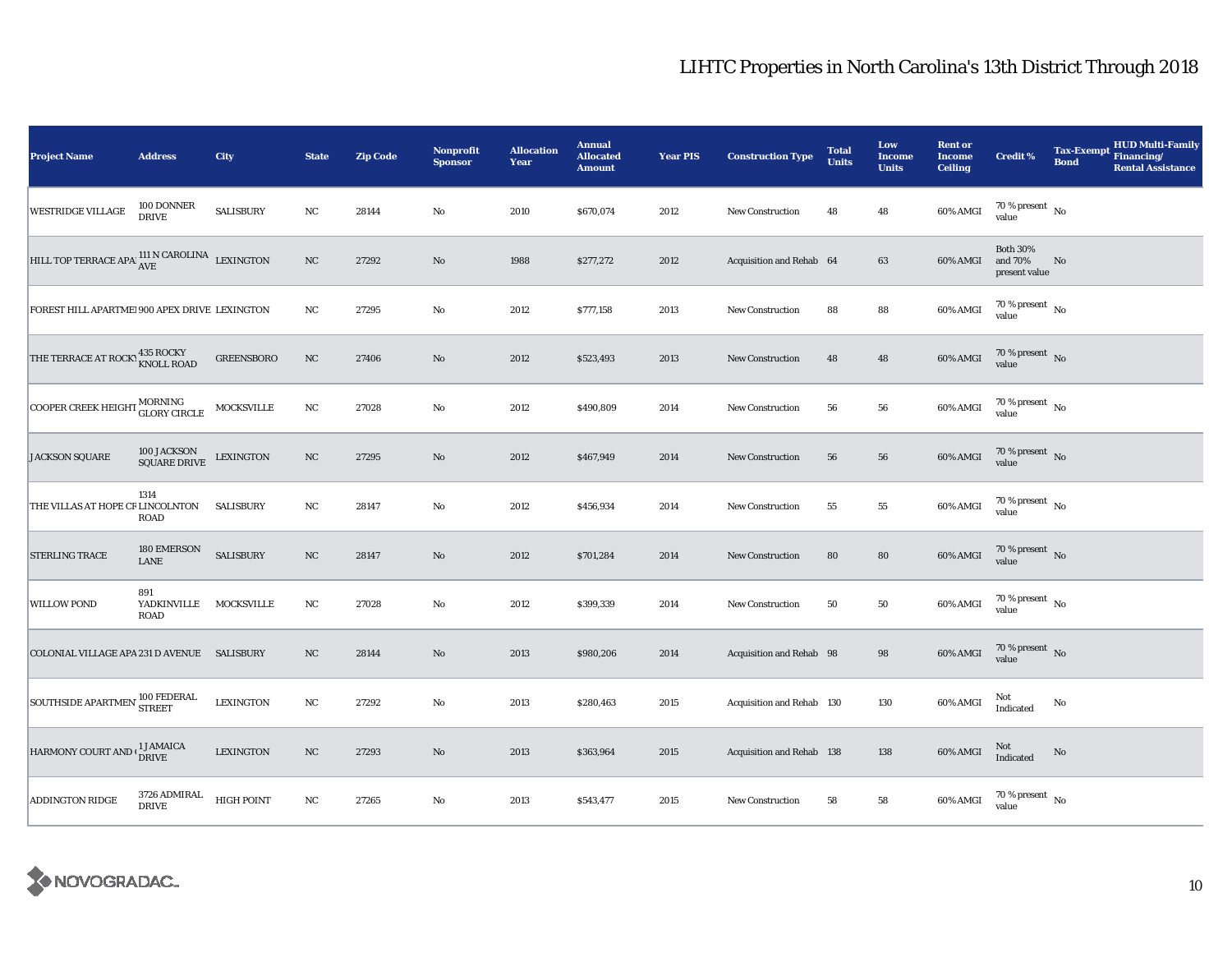# LIHTC Properties in North Carolina's 13th District Through 2018

| Project Name | Address | City | State | Zip Code | Nonprofit Sponsor | Allocation Year | Annual Allocated Amount | Year PIS | Construction Type | Total Units | Low Income Units | Rent or Income Ceiling | Credit % | Tax-Exempt Bond | HUD Multi-Family Financing/ Rental Assistance |
|---|---|---|---|---|---|---|---|---|---|---|---|---|---|---|---|
| WESTRIDGE VILLAGE | 100 DONNER DRIVE | SALISBURY | NC | 28144 | No | 2010 | $670,074 | 2012 | New Construction | 48 | 48 | 60% AMGI | 70 % present value | No | |
| HILL TOP TERRACE APA | 111 N CAROLINA AVE | LEXINGTON | NC | 27292 | No | 1988 | $277,272 | 2012 | Acquisition and Rehab | 64 | 63 | 60% AMGI | Both 30% and 70% present value | No | |
| FOREST HILL APARTME | 900 APEX DRIVE | LEXINGTON | NC | 27295 | No | 2012 | $777,158 | 2013 | New Construction | 88 | 88 | 60% AMGI | 70 % present value | No | |
| THE TERRACE AT ROCKY | 435 ROCKY KNOLL ROAD | GREENSBORO | NC | 27406 | No | 2012 | $523,493 | 2013 | New Construction | 48 | 48 | 60% AMGI | 70 % present value | No | |
| COOPER CREEK HEIGHT | MORNING GLORY CIRCLE | MOCKSVILLE | NC | 27028 | No | 2012 | $490,809 | 2014 | New Construction | 56 | 56 | 60% AMGI | 70 % present value | No | |
| JACKSON SQUARE | 100 JACKSON SQUARE DRIVE | LEXINGTON | NC | 27295 | No | 2012 | $467,949 | 2014 | New Construction | 56 | 56 | 60% AMGI | 70 % present value | No | |
| THE VILLAS AT HOPE CR | 1314 LINCOLNTON ROAD | SALISBURY | NC | 28147 | No | 2012 | $456,934 | 2014 | New Construction | 55 | 55 | 60% AMGI | 70 % present value | No | |
| STERLING TRACE | 180 EMERSON LANE | SALISBURY | NC | 28147 | No | 2012 | $701,284 | 2014 | New Construction | 80 | 80 | 60% AMGI | 70 % present value | No | |
| WILLOW POND | 891 YADKINVILLE ROAD | MOCKSVILLE | NC | 27028 | No | 2012 | $399,339 | 2014 | New Construction | 50 | 50 | 60% AMGI | 70 % present value | No | |
| COLONIAL VILLAGE APA | 231 D AVENUE | SALISBURY | NC | 28144 | No | 2013 | $980,206 | 2014 | Acquisition and Rehab | 98 | 98 | 60% AMGI | 70 % present value | No | |
| SOUTHSIDE APARTMEN | 100 FEDERAL STREET | LEXINGTON | NC | 27292 | No | 2013 | $280,463 | 2015 | Acquisition and Rehab | 130 | 130 | 60% AMGI | Not Indicated | No | |
| HARMONY COURT AND ( | 1 JAMAICA DRIVE | LEXINGTON | NC | 27293 | No | 2013 | $363,964 | 2015 | Acquisition and Rehab | 138 | 138 | 60% AMGI | Not Indicated | No | |
| ADDINGTON RIDGE | 3726 ADMIRAL DRIVE | HIGH POINT | NC | 27265 | No | 2013 | $543,477 | 2015 | New Construction | 58 | 58 | 60% AMGI | 70 % present value | No | |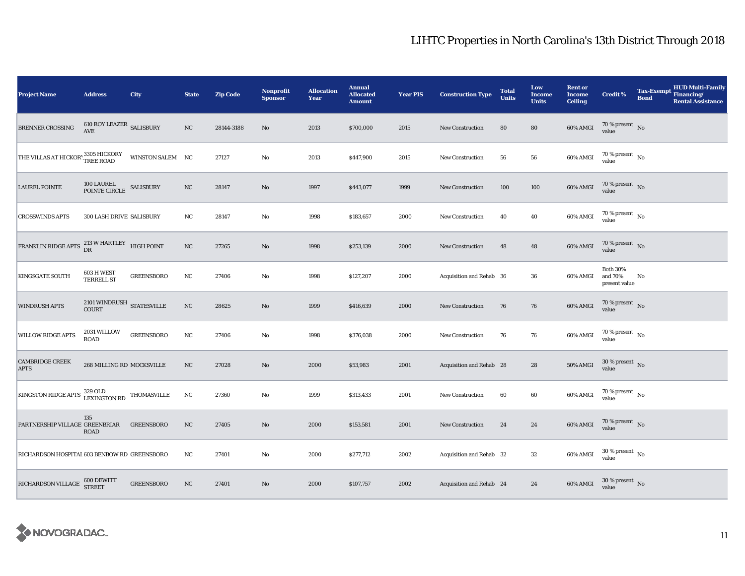# LIHTC Properties in North Carolina's 13th District Through 2018

| Project Name | Address | City | State | Zip Code | Nonprofit Sponsor | Allocation Year | Annual Allocated Amount | Year PIS | Construction Type | Total Units | Low Income Units | Rent or Income Ceiling | Credit % | Tax-Exempt Bond | HUD Multi-Family Financing/ Rental Assistance |
|---|---|---|---|---|---|---|---|---|---|---|---|---|---|---|---|
| BRENNER CROSSING | 610 ROY LEAZER AVE | SALISBURY | NC | 28144-3188 | No | 2013 | $700,000 | 2015 | New Construction | 80 | 80 | 60% AMGI | 70 % present value | No | |
| THE VILLAS AT HICKORY | 3305 HICKORY TREE ROAD | WINSTON SALEM | NC | 27127 | No | 2013 | $447,900 | 2015 | New Construction | 56 | 56 | 60% AMGI | 70 % present value | No | |
| LAUREL POINTE | 100 LAUREL POINTE CIRCLE | SALISBURY | NC | 28147 | No | 1997 | $443,077 | 1999 | New Construction | 100 | 100 | 60% AMGI | 70 % present value | No | |
| CROSSWINDS APTS | 300 LASH DRIVE | SALISBURY | NC | 28147 | No | 1998 | $183,657 | 2000 | New Construction | 40 | 40 | 60% AMGI | 70 % present value | No | |
| FRANKLIN RIDGE APTS | 213 W HARTLEY DR | HIGH POINT | NC | 27265 | No | 1998 | $253,139 | 2000 | New Construction | 48 | 48 | 60% AMGI | 70 % present value | No | |
| KINGSGATE SOUTH | 603 H WEST TERRELL ST | GREENSBORO | NC | 27406 | No | 1998 | $127,207 | 2000 | Acquisition and Rehab | 36 | 36 | 60% AMGI | Both 30% and 70% present value | No | |
| WINDRUSH APTS | 2101 WINDRUSH COURT | STATESVILLE | NC | 28625 | No | 1999 | $416,639 | 2000 | New Construction | 76 | 76 | 60% AMGI | 70 % present value | No | |
| WILLOW RIDGE APTS | 2031 WILLOW ROAD | GREENSBORO | NC | 27406 | No | 1998 | $376,038 | 2000 | New Construction | 76 | 76 | 60% AMGI | 70 % present value | No | |
| CAMBRIDGE CREEK APTS | 268 MILLING RD | MOCKSVILLE | NC | 27028 | No | 2000 | $53,983 | 2001 | Acquisition and Rehab | 28 | 28 | 50% AMGI | 30 % present value | No | |
| KINGSTON RIDGE APTS | 329 OLD LEXINGTON RD | THOMASVILLE | NC | 27360 | No | 1999 | $313,433 | 2001 | New Construction | 60 | 60 | 60% AMGI | 70 % present value | No | |
| PARTNERSHIP VILLAGE | 135 GREENBRIAR ROAD | GREENSBORO | NC | 27405 | No | 2000 | $153,581 | 2001 | New Construction | 24 | 24 | 60% AMGI | 70 % present value | No | |
| RICHARDSON HOSPITAL | 603 BENBOW RD | GREENSBORO | NC | 27401 | No | 2000 | $277,712 | 2002 | Acquisition and Rehab | 32 | 32 | 60% AMGI | 30 % present value | No | |
| RICHARDSON VILLAGE | 600 DEWITT STREET | GREENSBORO | NC | 27401 | No | 2000 | $107,757 | 2002 | Acquisition and Rehab | 24 | 24 | 60% AMGI | 30 % present value | No | |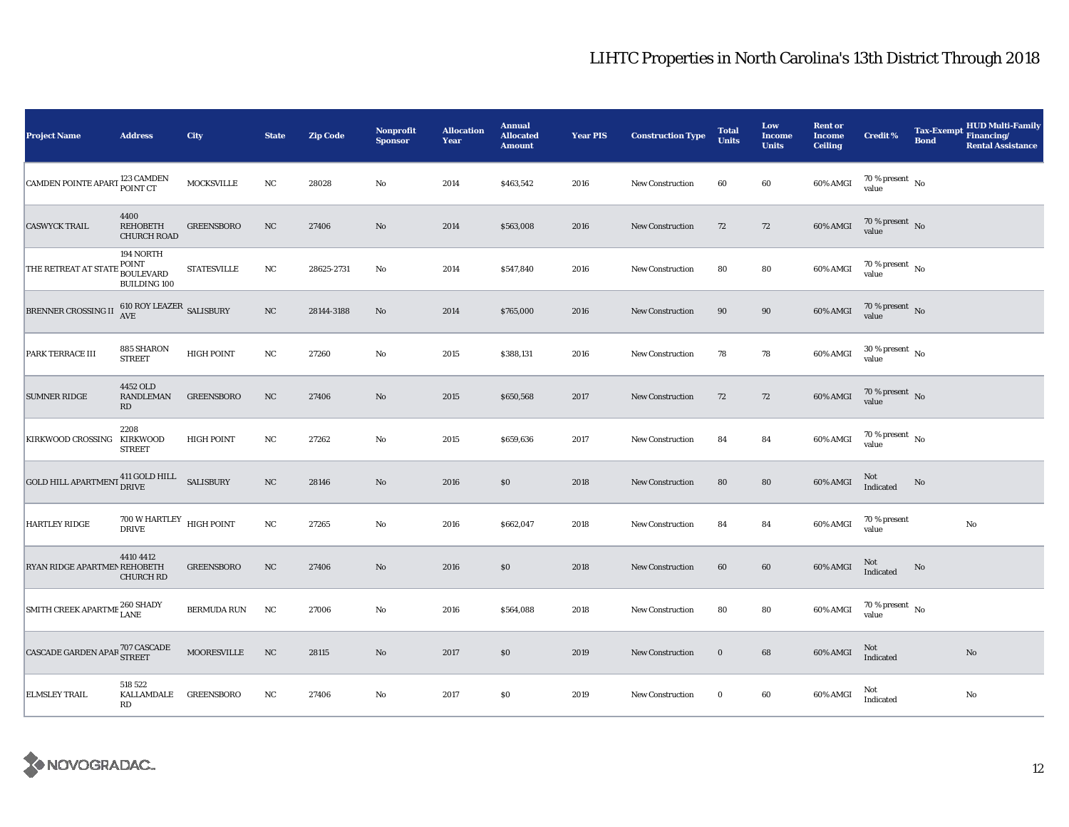# LIHTC Properties in North Carolina's 13th District Through 2018

| Project Name | Address | City | State | Zip Code | Nonprofit Sponsor | Allocation Year | Annual Allocated Amount | Year PIS | Construction Type | Total Units | Low Income Units | Rent or Income Ceiling | Credit % | Tax-Exempt Bond | HUD Multi-Family Financing/ Rental Assistance |
|---|---|---|---|---|---|---|---|---|---|---|---|---|---|---|---|
| CAMDEN POINTE APART | 123 CAMDEN POINT CT | MOCKSVILLE | NC | 28028 | No | 2014 | $463,542 | 2016 | New Construction | 60 | 60 | 60% AMGI | 70 % present value | No | |
| CASWYCK TRAIL | 4400 REHOBETH CHURCH ROAD | GREENSBORO | NC | 27406 | No | 2014 | $563,008 | 2016 | New Construction | 72 | 72 | 60% AMGI | 70 % present value | No | |
| THE RETREAT AT STATE | 194 NORTH POINT BOULEVARD BUILDING 100 | STATESVILLE | NC | 28625-2731 | No | 2014 | $547,840 | 2016 | New Construction | 80 | 80 | 60% AMGI | 70 % present value | No | |
| BRENNER CROSSING II | 610 ROY LEAZER AVE | SALISBURY | NC | 28144-3188 | No | 2014 | $765,000 | 2016 | New Construction | 90 | 90 | 60% AMGI | 70 % present value | No | |
| PARK TERRACE III | 885 SHARON STREET | HIGH POINT | NC | 27260 | No | 2015 | $388,131 | 2016 | New Construction | 78 | 78 | 60% AMGI | 30 % present value | No | |
| SUMNER RIDGE | 4452 OLD RANDLEMAN RD | GREENSBORO | NC | 27406 | No | 2015 | $650,568 | 2017 | New Construction | 72 | 72 | 60% AMGI | 70 % present value | No | |
| KIRKWOOD CROSSING | 2208 KIRKWOOD STREET | HIGH POINT | NC | 27262 | No | 2015 | $659,636 | 2017 | New Construction | 84 | 84 | 60% AMGI | 70 % present value | No | |
| GOLD HILL APARTMENT | 411 GOLD HILL DRIVE | SALISBURY | NC | 28146 | No | 2016 | $0 | 2018 | New Construction | 80 | 80 | 60% AMGI | Not Indicated | No | |
| HARTLEY RIDGE | 700 W HARTLEY DRIVE | HIGH POINT | NC | 27265 | No | 2016 | $662,047 | 2018 | New Construction | 84 | 84 | 60% AMGI | 70 % present value | | No |
| RYAN RIDGE APARTMEN | 4410 4412 REHOBETH CHURCH RD | GREENSBORO | NC | 27406 | No | 2016 | $0 | 2018 | New Construction | 60 | 60 | 60% AMGI | Not Indicated | No | |
| SMITH CREEK APARTME | 260 SHADY LANE | BERMUDA RUN | NC | 27006 | No | 2016 | $564,088 | 2018 | New Construction | 80 | 80 | 60% AMGI | 70 % present value | No | |
| CASCADE GARDEN APAR | 707 CASCADE STREET | MOORESVILLE | NC | 28115 | No | 2017 | $0 | 2019 | New Construction | 0 | 68 | 60% AMGI | Not Indicated | | No |
| ELMSLEY TRAIL | 518 522 KALLAMDALE RD | GREENSBORO | NC | 27406 | No | 2017 | $0 | 2019 | New Construction | 0 | 60 | 60% AMGI | Not Indicated | | No |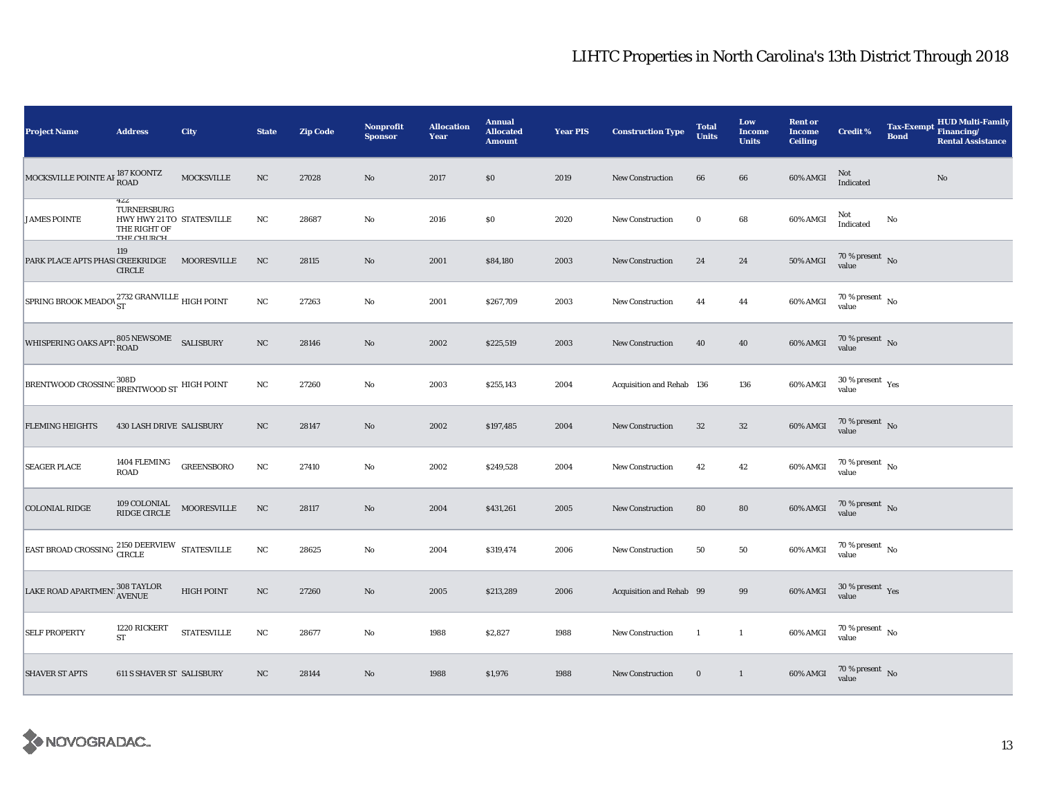# LIHTC Properties in North Carolina's 13th District Through 2018

| Project Name | Address | City | State | Zip Code | Nonprofit Sponsor | Allocation Year | Annual Allocated Amount | Year PIS | Construction Type | Total Units | Low Income Units | Rent or Income Ceiling | Credit % | Tax-Exempt Bond | HUD Multi-Family Financing/ Rental Assistance |
|---|---|---|---|---|---|---|---|---|---|---|---|---|---|---|---|
| MOCKSVILLE POINTE AP | 187 KOONTZ ROAD | MOCKSVILLE | NC | 27028 | No | 2017 | $0 | 2019 | New Construction | 66 | 66 | 60% AMGI | Not Indicated | | No |
| JAMES POINTE | 422 TURNERSBURG HWY HWY 21 TO THE RIGHT OF THE CHURCH | STATESVILLE | NC | 28687 | No | 2016 | $0 | 2020 | New Construction | 0 | 68 | 60% AMGI | Not Indicated | No | |
| PARK PLACE APTS PHASE | 119 CREEKRIDGE CIRCLE | MOORESVILLE | NC | 28115 | No | 2001 | $84,180 | 2003 | New Construction | 24 | 24 | 50% AMGI | 70 % present value | No | |
| SPRING BROOK MEADOW | 2732 GRANVILLE ST | HIGH POINT | NC | 27263 | No | 2001 | $267,709 | 2003 | New Construction | 44 | 44 | 60% AMGI | 70 % present value | No | |
| WHISPERING OAKS APTS | 805 NEWSOME ROAD | SALISBURY | NC | 28146 | No | 2002 | $225,519 | 2003 | New Construction | 40 | 40 | 60% AMGI | 70 % present value | No | |
| BRENTWOOD CROSSING | 308D BRENTWOOD ST | HIGH POINT | NC | 27260 | No | 2003 | $255,143 | 2004 | Acquisition and Rehab | 136 | 136 | 60% AMGI | 30 % present value | Yes | |
| FLEMING HEIGHTS | 430 LASH DRIVE | SALISBURY | NC | 28147 | No | 2002 | $197,485 | 2004 | New Construction | 32 | 32 | 60% AMGI | 70 % present value | No | |
| SEAGER PLACE | 1404 FLEMING ROAD | GREENSBORO | NC | 27410 | No | 2002 | $249,528 | 2004 | New Construction | 42 | 42 | 60% AMGI | 70 % present value | No | |
| COLONIAL RIDGE | 109 COLONIAL RIDGE CIRCLE | MOORESVILLE | NC | 28117 | No | 2004 | $431,261 | 2005 | New Construction | 80 | 80 | 60% AMGI | 70 % present value | No | |
| EAST BROAD CROSSING | 2150 DEERVIEW CIRCLE | STATESVILLE | NC | 28625 | No | 2004 | $319,474 | 2006 | New Construction | 50 | 50 | 60% AMGI | 70 % present value | No | |
| LAKE ROAD APARTMENT | 308 TAYLOR AVENUE | HIGH POINT | NC | 27260 | No | 2005 | $213,289 | 2006 | Acquisition and Rehab | 99 | 99 | 60% AMGI | 30 % present value | Yes | |
| SELF PROPERTY | 1220 RICKERT ST | STATESVILLE | NC | 28677 | No | 1988 | $2,827 | 1988 | New Construction | 1 | 1 | 60% AMGI | 70 % present value | No | |
| SHAVER ST APTS | 611 S SHAVER ST | SALISBURY | NC | 28144 | No | 1988 | $1,976 | 1988 | New Construction | 0 | 1 | 60% AMGI | 70 % present value | No | |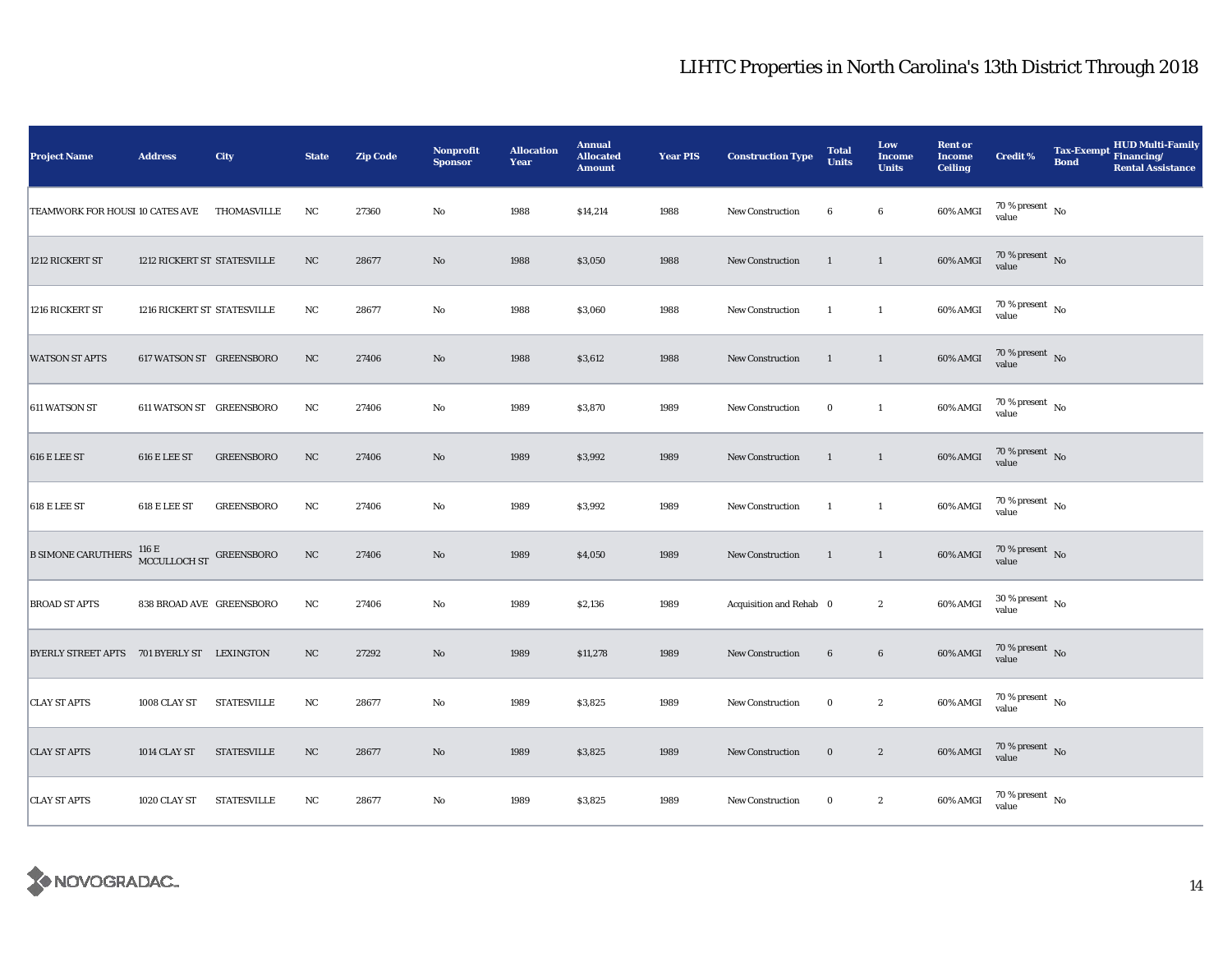# LIHTC Properties in North Carolina's 13th District Through 2018

| Project Name | Address | City | State | Zip Code | Nonprofit Sponsor | Allocation Year | Annual Allocated Amount | Year PIS | Construction Type | Total Units | Low Income Units | Rent or Income Ceiling | Credit % | Tax-Exempt Bond | HUD Multi-Family Financing/ Rental Assistance |
|---|---|---|---|---|---|---|---|---|---|---|---|---|---|---|---|
| TEAMWORK FOR HOUSI | 10 CATES AVE | THOMASVILLE | NC | 27360 | No | 1988 | $14,214 | 1988 | New Construction | 6 | 6 | 60% AMGI | 70 % present value | No | |
| 1212 RICKERT ST | 1212 RICKERT ST | STATESVILLE | NC | 28677 | No | 1988 | $3,050 | 1988 | New Construction | 1 | 1 | 60% AMGI | 70 % present value | No | |
| 1216 RICKERT ST | 1216 RICKERT ST | STATESVILLE | NC | 28677 | No | 1988 | $3,060 | 1988 | New Construction | 1 | 1 | 60% AMGI | 70 % present value | No | |
| WATSON ST APTS | 617 WATSON ST | GREENSBORO | NC | 27406 | No | 1988 | $3,612 | 1988 | New Construction | 1 | 1 | 60% AMGI | 70 % present value | No | |
| 611 WATSON ST | 611 WATSON ST | GREENSBORO | NC | 27406 | No | 1989 | $3,870 | 1989 | New Construction | 0 | 1 | 60% AMGI | 70 % present value | No | |
| 616 E LEE ST | 616 E LEE ST | GREENSBORO | NC | 27406 | No | 1989 | $3,992 | 1989 | New Construction | 1 | 1 | 60% AMGI | 70 % present value | No | |
| 618 E LEE ST | 618 E LEE ST | GREENSBORO | NC | 27406 | No | 1989 | $3,992 | 1989 | New Construction | 1 | 1 | 60% AMGI | 70 % present value | No | |
| B SIMONE CARUTHERS | 116 E MCCULLOCH ST | GREENSBORO | NC | 27406 | No | 1989 | $4,050 | 1989 | New Construction | 1 | 1 | 60% AMGI | 70 % present value | No | |
| BROAD ST APTS | 838 BROAD AVE | GREENSBORO | NC | 27406 | No | 1989 | $2,136 | 1989 | Acquisition and Rehab | 0 | 2 | 60% AMGI | 30 % present value | No | |
| BYERLY STREET APTS | 701 BYERLY ST | LEXINGTON | NC | 27292 | No | 1989 | $11,278 | 1989 | New Construction | 6 | 6 | 60% AMGI | 70 % present value | No | |
| CLAY ST APTS | 1008 CLAY ST | STATESVILLE | NC | 28677 | No | 1989 | $3,825 | 1989 | New Construction | 0 | 2 | 60% AMGI | 70 % present value | No | |
| CLAY ST APTS | 1014 CLAY ST | STATESVILLE | NC | 28677 | No | 1989 | $3,825 | 1989 | New Construction | 0 | 2 | 60% AMGI | 70 % present value | No | |
| CLAY ST APTS | 1020 CLAY ST | STATESVILLE | NC | 28677 | No | 1989 | $3,825 | 1989 | New Construction | 0 | 2 | 60% AMGI | 70 % present value | No | |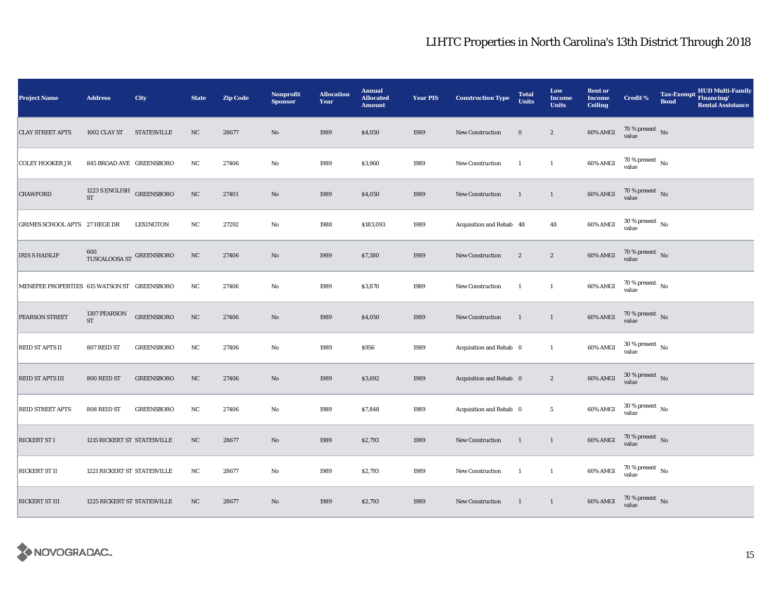# LIHTC Properties in North Carolina's 13th District Through 2018

| Project Name | Address | City | State | Zip Code | Nonprofit Sponsor | Allocation Year | Annual Allocated Amount | Year PIS | Construction Type | Total Units | Low Income Units | Rent or Income Ceiling | Credit % | Tax-Exempt Bond | HUD Multi-Family Financing/ Rental Assistance |
|---|---|---|---|---|---|---|---|---|---|---|---|---|---|---|---|
| CLAY STREET APTS | 1002 CLAY ST | STATESVILLE | NC | 28677 | No | 1989 | $4,050 | 1989 | New Construction | 0 | 2 | 60% AMGI | 70 % present value | No | |
| COLEY HOOKER J R | 845 BROAD AVE | GREENSBORO | NC | 27406 | No | 1989 | $3,960 | 1989 | New Construction | 1 | 1 | 60% AMGI | 70 % present value | No | |
| CRAWFORD | 1223 S ENGLISH ST | GREENSBORO | NC | 27401 | No | 1989 | $4,050 | 1989 | New Construction | 1 | 1 | 60% AMGI | 70 % present value | No | |
| GRIMES SCHOOL APTS | 27 HEGE DR | LEXINGTON | NC | 27292 | No | 1988 | $183,093 | 1989 | Acquisition and Rehab | 48 | 48 | 60% AMGI | 30 % present value | No | |
| IRIS S HAISLIP | 600 TUSCALOOSA ST | GREENSBORO | NC | 27406 | No | 1989 | $7,380 | 1989 | New Construction | 2 | 2 | 60% AMGI | 70 % present value | No | |
| MENEFEE PROPERTIES | 615 WATSON ST | GREENSBORO | NC | 27406 | No | 1989 | $3,870 | 1989 | New Construction | 1 | 1 | 60% AMGI | 70 % present value | No | |
| PEARSON STREET | 1307 PEARSON ST | GREENSBORO | NC | 27406 | No | 1989 | $4,050 | 1989 | New Construction | 1 | 1 | 60% AMGI | 70 % present value | No | |
| REID ST APTS II | 807 REID ST | GREENSBORO | NC | 27406 | No | 1989 | $956 | 1989 | Acquisition and Rehab | 0 | 1 | 60% AMGI | 30 % present value | No | |
| REID ST APTS III | 800 REID ST | GREENSBORO | NC | 27406 | No | 1989 | $3,692 | 1989 | Acquisition and Rehab | 0 | 2 | 60% AMGI | 30 % present value | No | |
| REID STREET APTS | 808 REID ST | GREENSBORO | NC | 27406 | No | 1989 | $7,848 | 1989 | Acquisition and Rehab | 0 | 5 | 60% AMGI | 30 % present value | No | |
| RICKERT ST I | 1215 RICKERT ST | STATESVILLE | NC | 28677 | No | 1989 | $2,793 | 1989 | New Construction | 1 | 1 | 60% AMGI | 70 % present value | No | |
| RICKERT ST II | 1221 RICKERT ST | STATESVILLE | NC | 28677 | No | 1989 | $2,793 | 1989 | New Construction | 1 | 1 | 60% AMGI | 70 % present value | No | |
| RICKERT ST III | 1225 RICKERT ST | STATESVILLE | NC | 28677 | No | 1989 | $2,793 | 1989 | New Construction | 1 | 1 | 60% AMGI | 70 % present value | No | |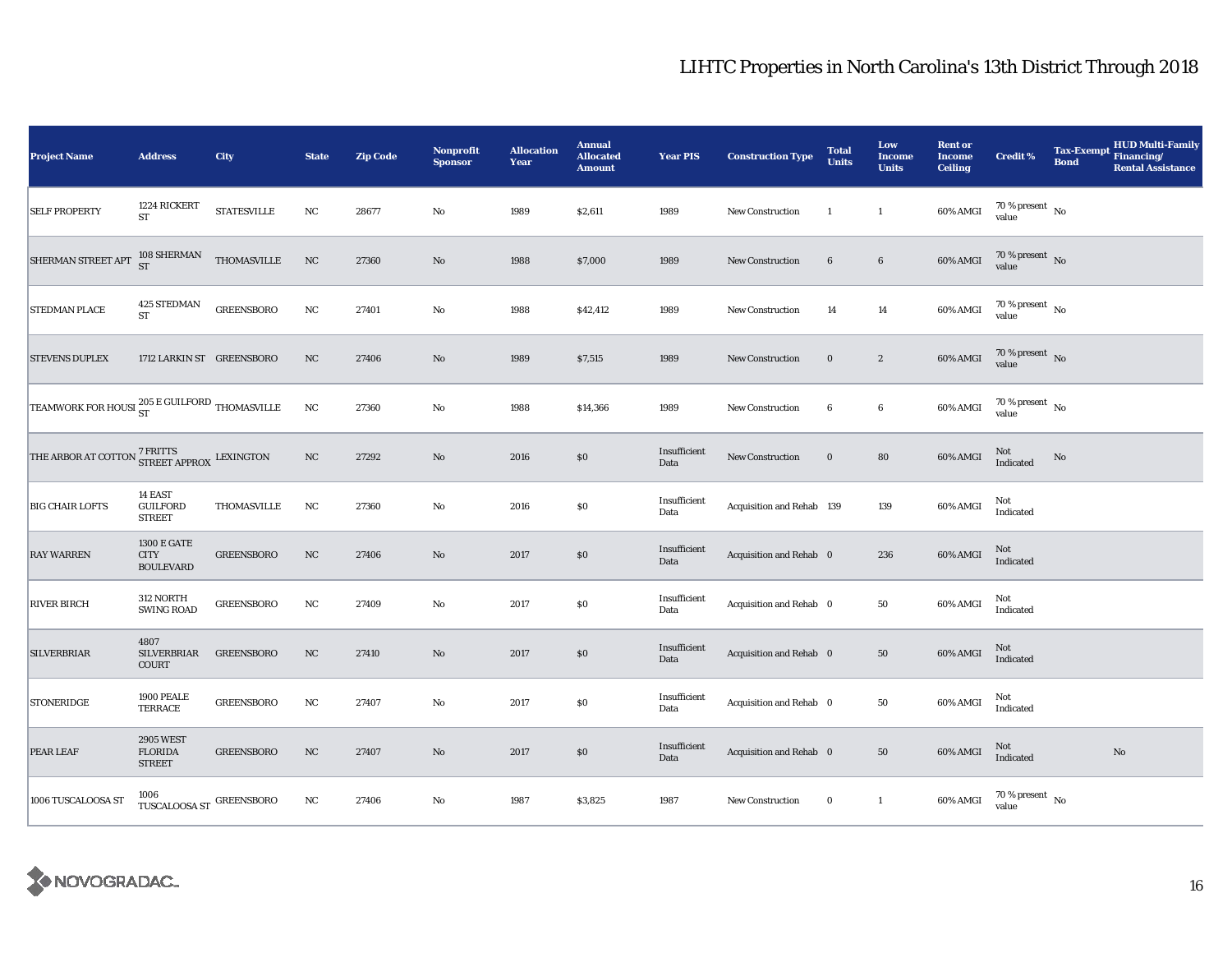# LIHTC Properties in North Carolina's 13th District Through 2018

| Project Name | Address | City | State | Zip Code | Nonprofit Sponsor | Allocation Year | Annual Allocated Amount | Year PIS | Construction Type | Total Units | Low Income Units | Rent or Income Ceiling | Credit % | Tax-Exempt Bond | HUD Multi-Family Financing/ Rental Assistance |
|---|---|---|---|---|---|---|---|---|---|---|---|---|---|---|---|
| SELF PROPERTY | 1224 RICKERT ST | STATESVILLE | NC | 28677 | No | 1989 | $2,611 | 1989 | New Construction | 1 | 1 | 60% AMGI | 70 % present value | No | |
| SHERMAN STREET APT | 108 SHERMAN ST | THOMASVILLE | NC | 27360 | No | 1988 | $7,000 | 1989 | New Construction | 6 | 6 | 60% AMGI | 70 % present value | No | |
| STEDMAN PLACE | 425 STEDMAN ST | GREENSBORO | NC | 27401 | No | 1988 | $42,412 | 1989 | New Construction | 14 | 14 | 60% AMGI | 70 % present value | No | |
| STEVENS DUPLEX | 1712 LARKIN ST | GREENSBORO | NC | 27406 | No | 1989 | $7,515 | 1989 | New Construction | 0 | 2 | 60% AMGI | 70 % present value | No | |
| TEAMWORK FOR HOUSI | 205 E GUILFORD ST | THOMASVILLE | NC | 27360 | No | 1988 | $14,366 | 1989 | New Construction | 6 | 6 | 60% AMGI | 70 % present value | No | |
| THE ARBOR AT COTTON | 7 FRITTS STREET APPROX | LEXINGTON | NC | 27292 | No | 2016 | $0 | Insufficient Data | New Construction | 0 | 80 | 60% AMGI | Not Indicated | No | |
| BIG CHAIR LOFTS | 14 EAST GUILFORD STREET | THOMASVILLE | NC | 27360 | No | 2016 | $0 | Insufficient Data | Acquisition and Rehab | 139 | 139 | 60% AMGI | Not Indicated | | |
| RAY WARREN | 1300 E GATE CITY BOULEVARD | GREENSBORO | NC | 27406 | No | 2017 | $0 | Insufficient Data | Acquisition and Rehab | 0 | 236 | 60% AMGI | Not Indicated | | |
| RIVER BIRCH | 312 NORTH SWING ROAD | GREENSBORO | NC | 27409 | No | 2017 | $0 | Insufficient Data | Acquisition and Rehab | 0 | 50 | 60% AMGI | Not Indicated | | |
| SILVERBRIAR | 4807 SILVERBRIAR COURT | GREENSBORO | NC | 27410 | No | 2017 | $0 | Insufficient Data | Acquisition and Rehab | 0 | 50 | 60% AMGI | Not Indicated | | |
| STONERIDGE | 1900 PEALE TERRACE | GREENSBORO | NC | 27407 | No | 2017 | $0 | Insufficient Data | Acquisition and Rehab | 0 | 50 | 60% AMGI | Not Indicated | | |
| PEAR LEAF | 2905 WEST FLORIDA STREET | GREENSBORO | NC | 27407 | No | 2017 | $0 | Insufficient Data | Acquisition and Rehab | 0 | 50 | 60% AMGI | Not Indicated | | No |
| 1006 TUSCALOOSA ST | 1006 TUSCALOOSA ST | GREENSBORO | NC | 27406 | No | 1987 | $3,825 | 1987 | New Construction | 0 | 1 | 60% AMGI | 70 % present value | No | |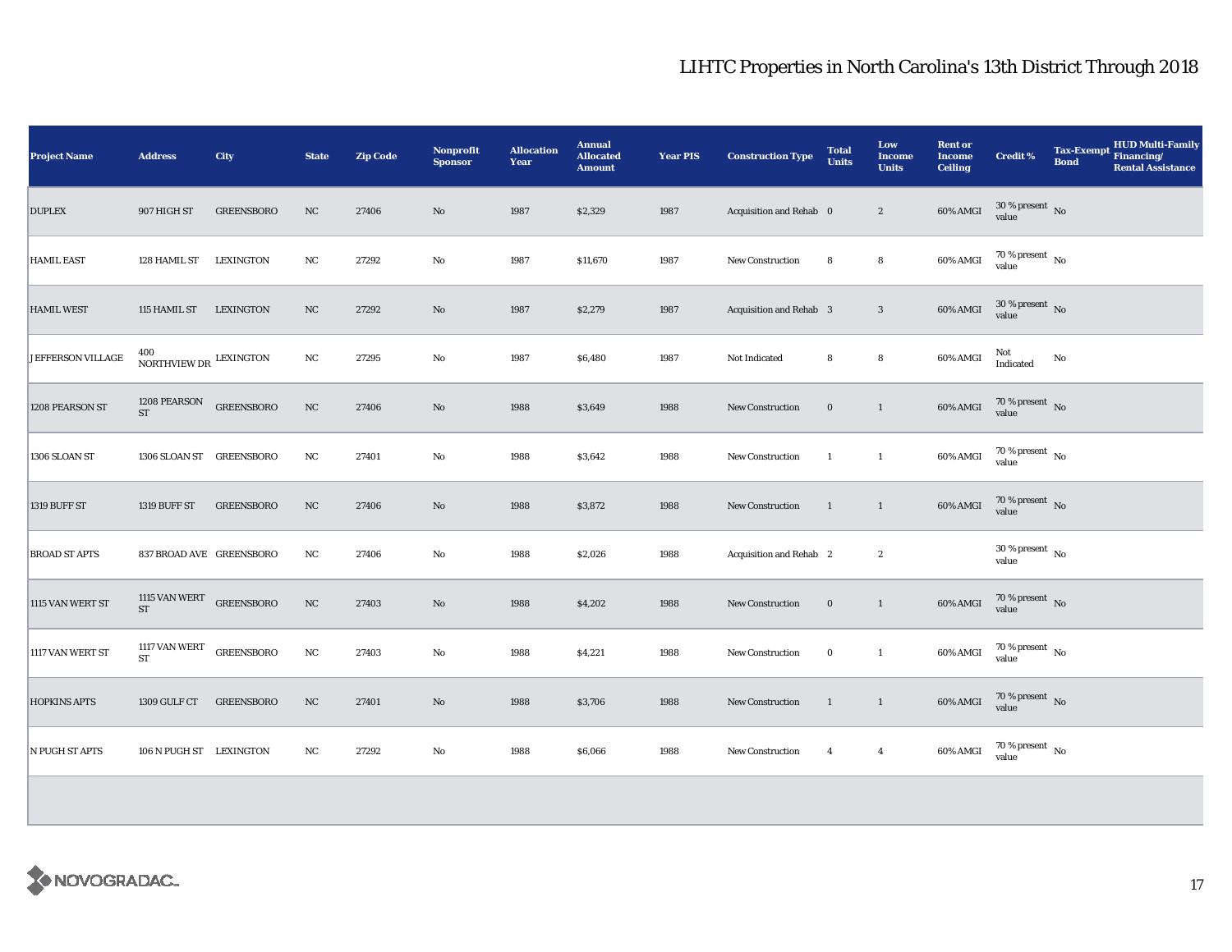# LIHTC Properties in North Carolina's 13th District Through 2018

| Project Name | Address | City | State | Zip Code | Nonprofit Sponsor | Allocation Year | Annual Allocated Amount | Year PIS | Construction Type | Total Units | Low Income Units | Rent or Income Ceiling | Credit % | Tax-Exempt Bond | HUD Multi-Family Financing/ Rental Assistance |
|---|---|---|---|---|---|---|---|---|---|---|---|---|---|---|---|
| DUPLEX | 907 HIGH ST | GREENSBORO | NC | 27406 | No | 1987 | $2,329 | 1987 | Acquisition and Rehab | 0 | 2 | 60% AMGI | 30 % present value | No | |
| HAMIL EAST | 128 HAMIL ST | LEXINGTON | NC | 27292 | No | 1987 | $11,670 | 1987 | New Construction | 8 | 8 | 60% AMGI | 70 % present value | No | |
| HAMIL WEST | 115 HAMIL ST | LEXINGTON | NC | 27292 | No | 1987 | $2,279 | 1987 | Acquisition and Rehab | 3 | 3 | 60% AMGI | 30 % present value | No | |
| JEFFERSON VILLAGE | 400 NORTHVIEW DR | LEXINGTON | NC | 27295 | No | 1987 | $6,480 | 1987 | Not Indicated | 8 | 8 | 60% AMGI | Not Indicated | No | |
| 1208 PEARSON ST | 1208 PEARSON ST | GREENSBORO | NC | 27406 | No | 1988 | $3,649 | 1988 | New Construction | 0 | 1 | 60% AMGI | 70 % present value | No | |
| 1306 SLOAN ST | 1306 SLOAN ST | GREENSBORO | NC | 27401 | No | 1988 | $3,642 | 1988 | New Construction | 1 | 1 | 60% AMGI | 70 % present value | No | |
| 1319 BUFF ST | 1319 BUFF ST | GREENSBORO | NC | 27406 | No | 1988 | $3,872 | 1988 | New Construction | 1 | 1 | 60% AMGI | 70 % present value | No | |
| BROAD ST APTS | 837 BROAD AVE | GREENSBORO | NC | 27406 | No | 1988 | $2,026 | 1988 | Acquisition and Rehab | 2 | 2 | | 30 % present value | No | |
| 1115 VAN WERT ST | 1115 VAN WERT ST | GREENSBORO | NC | 27403 | No | 1988 | $4,202 | 1988 | New Construction | 0 | 1 | 60% AMGI | 70 % present value | No | |
| 1117 VAN WERT ST | 1117 VAN WERT ST | GREENSBORO | NC | 27403 | No | 1988 | $4,221 | 1988 | New Construction | 0 | 1 | 60% AMGI | 70 % present value | No | |
| HOPKINS APTS | 1309 GULF CT | GREENSBORO | NC | 27401 | No | 1988 | $3,706 | 1988 | New Construction | 1 | 1 | 60% AMGI | 70 % present value | No | |
| N PUGH ST APTS | 106 N PUGH ST | LEXINGTON | NC | 27292 | No | 1988 | $6,066 | 1988 | New Construction | 4 | 4 | 60% AMGI | 70 % present value | No | |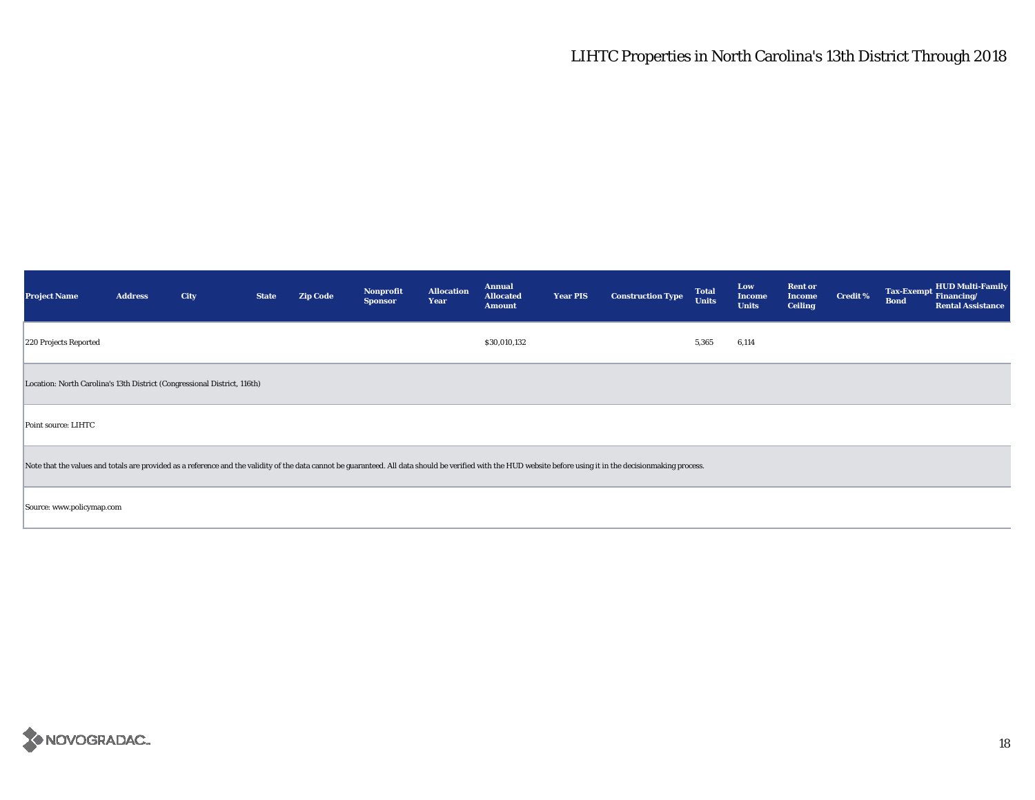# LIHTC Properties in North Carolina's 13th District Through 2018

| Project Name | Address | City | State | Zip Code | Nonprofit Sponsor | Allocation Year | Annual Allocated Amount | Year PIS | Construction Type | Total Units | Low Income Units | Rent or Income Ceiling | Credit % | Tax-Exempt Bond | HUD Multi-Family Financing/ Rental Assistance |
|---|---|---|---|---|---|---|---|---|---|---|---|---|---|---|---|
| 220 Projects Reported | | | | | | | $30,010,132 | | | 5,365 | 6,114 | | | | |
| Location: North Carolina's 13th District (Congressional District, 116th) | | | | | | | | | | | | | | | |
| Point source: LIHTC | | | | | | | | | | | | | | | |
| Note that the values and totals are provided as a reference and the validity of the data cannot be guaranteed. All data should be verified with the HUD website before using it in the decisionmaking process. | | | | | | | | | | | | | | | |
| Source: www.policymap.com | | | | | | | | | | | | | | | |